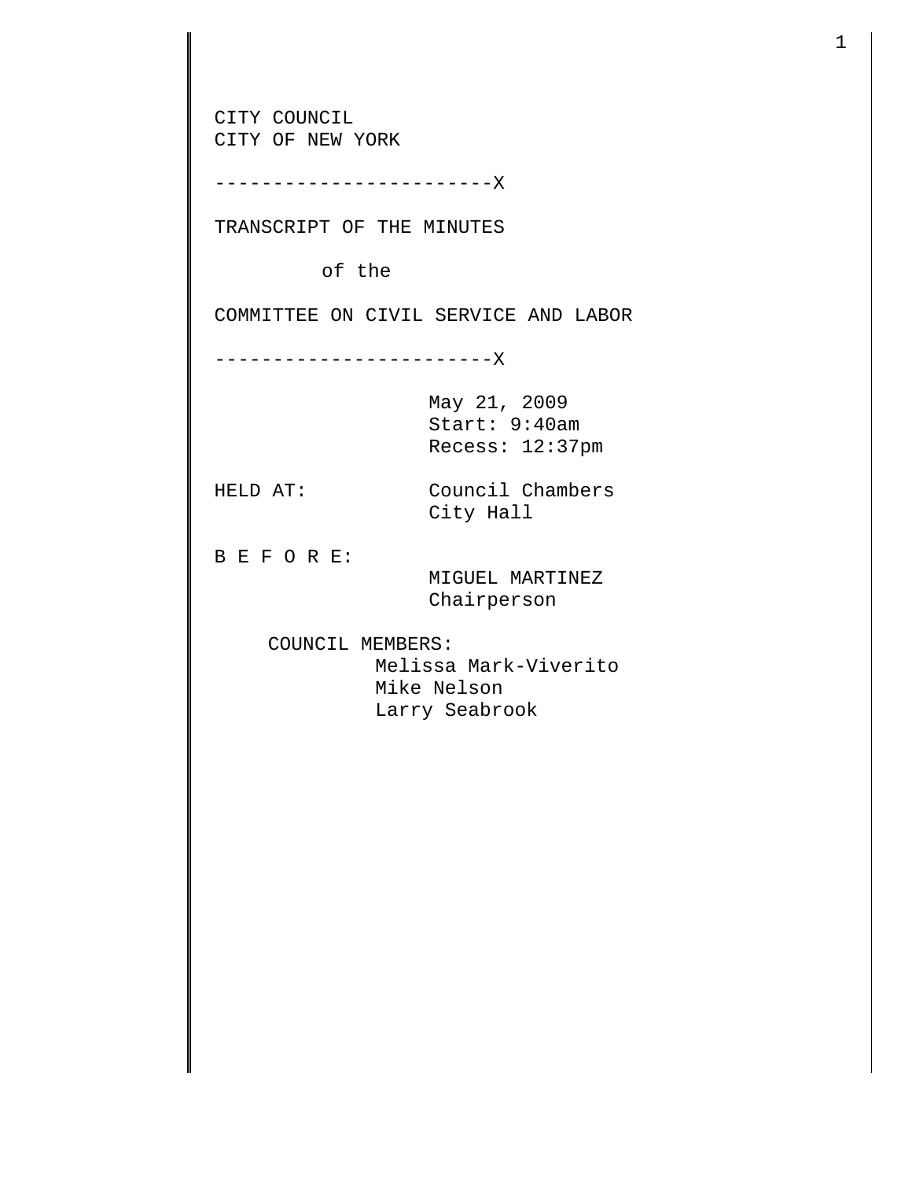CITY COUNCIL
CITY OF NEW YORK

------------------------X

TRANSCRIPT OF THE MINUTES

of the

COMMITTEE ON CIVIL SERVICE AND LABOR

------------------------X

May 21, 2009
Start: 9:40am
Recess: 12:37pm

HELD AT: Council Chambers
City Hall

B E F O R E:

MIGUEL MARTINEZ
Chairperson

COUNCIL MEMBERS:
Melissa Mark-Viverito
Mike Nelson
Larry Seabrook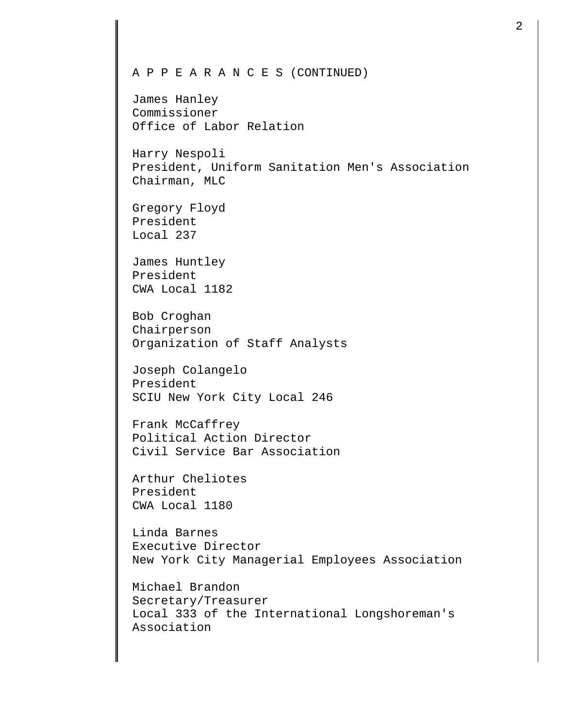A P P E A R A N C E S (CONTINUED)

James Hanley
Commissioner
Office of Labor Relation

Harry Nespoli
President, Uniform Sanitation Men's Association
Chairman, MLC

Gregory Floyd
President
Local 237

James Huntley
President
CWA Local 1182

Bob Croghan
Chairperson
Organization of Staff Analysts

Joseph Colangelo
President
SCIU New York City Local 246

Frank McCaffrey
Political Action Director
Civil Service Bar Association

Arthur Cheliotes
President
CWA Local 1180

Linda Barnes
Executive Director
New York City Managerial Employees Association

Michael Brandon
Secretary/Treasurer
Local 333 of the International Longshoreman's Association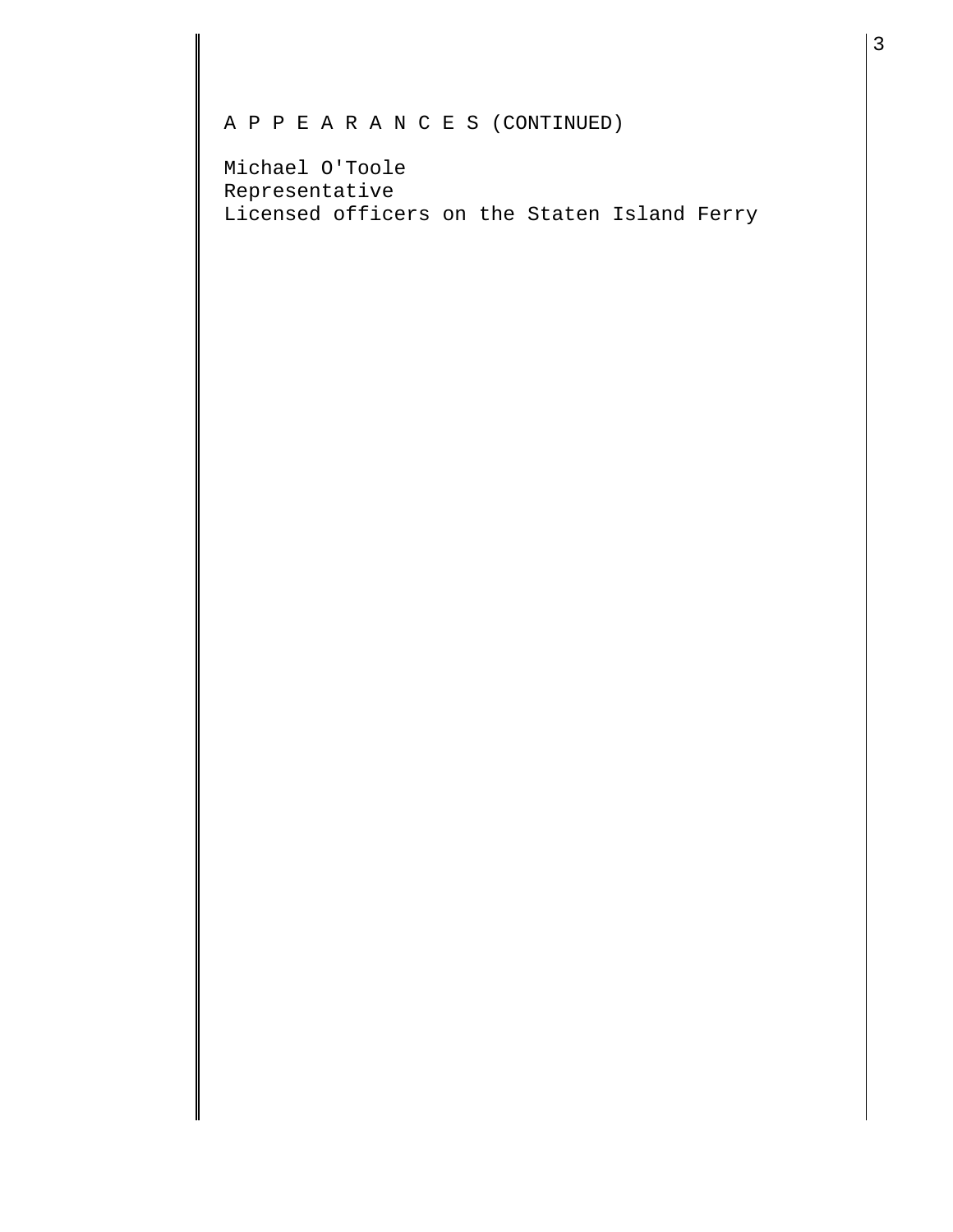A P P E A R A N C E S (CONTINUED)

Michael O'Toole
Representative
Licensed officers on the Staten Island Ferry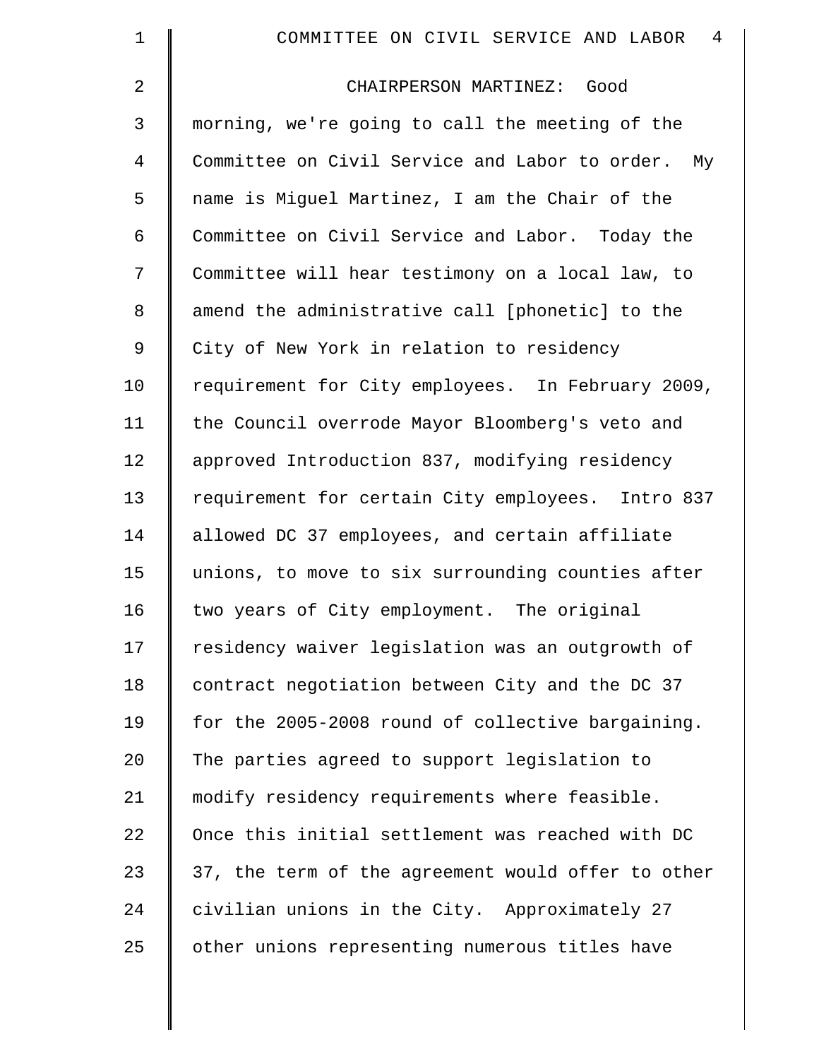CHAIRPERSON MARTINEZ: Good morning, we're going to call the meeting of the Committee on Civil Service and Labor to order. My name is Miguel Martinez, I am the Chair of the Committee on Civil Service and Labor. Today the Committee will hear testimony on a local law, to amend the administrative call [phonetic] to the City of New York in relation to residency requirement for City employees. In February 2009, the Council overrode Mayor Bloomberg's veto and approved Introduction 837, modifying residency requirement for certain City employees. Intro 837 allowed DC 37 employees, and certain affiliate unions, to move to six surrounding counties after two years of City employment. The original residency waiver legislation was an outgrowth of contract negotiation between City and the DC 37 for the 2005-2008 round of collective bargaining. The parties agreed to support legislation to modify residency requirements where feasible. Once this initial settlement was reached with DC 37, the term of the agreement would offer to other civilian unions in the City. Approximately 27 other unions representing numerous titles have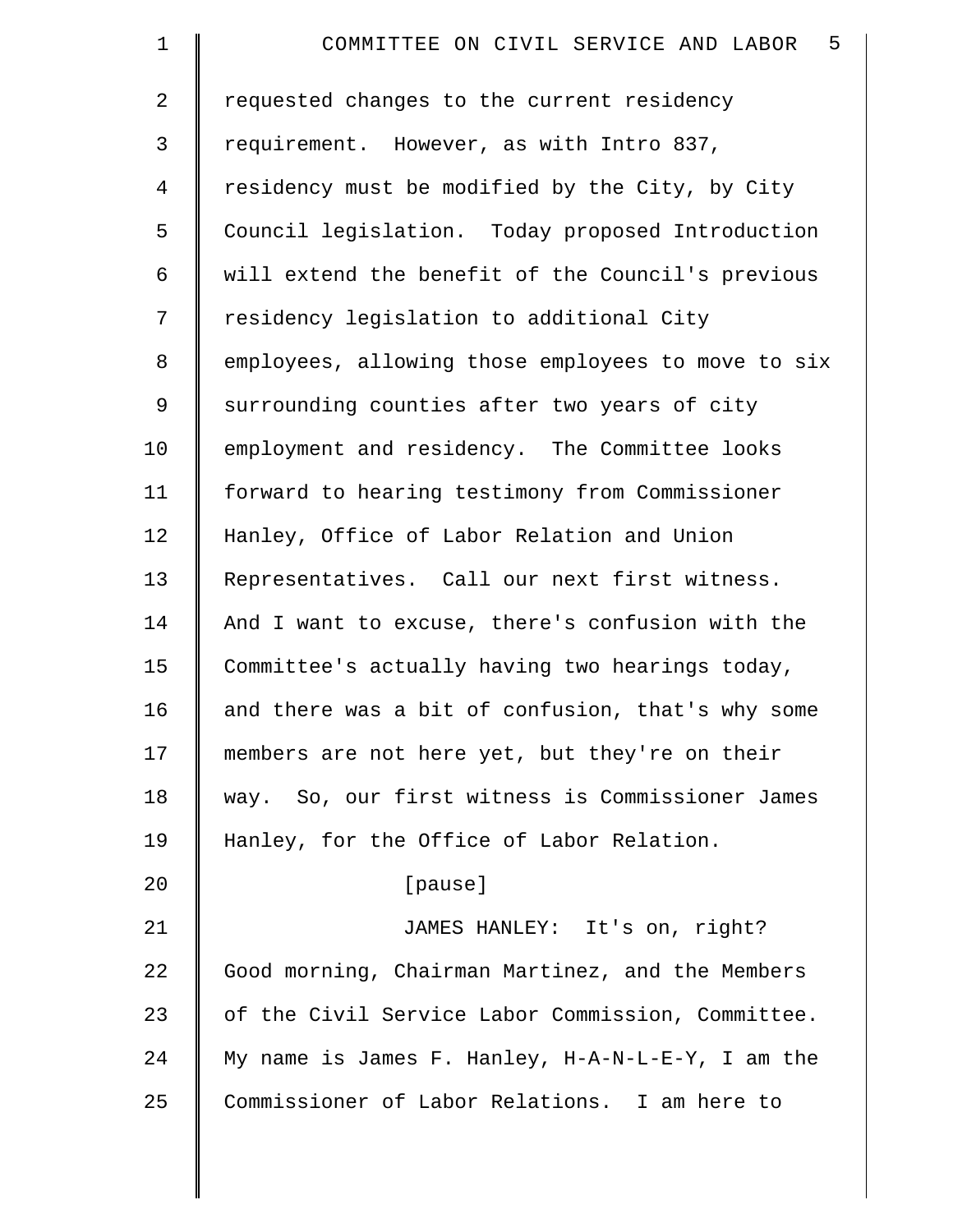requested changes to the current residency requirement. However, as with Intro 837, residency must be modified by the City, by City Council legislation. Today proposed Introduction will extend the benefit of the Council's previous residency legislation to additional City employees, allowing those employees to move to six surrounding counties after two years of city employment and residency. The Committee looks forward to hearing testimony from Commissioner Hanley, Office of Labor Relation and Union Representatives. Call our next first witness. And I want to excuse, there's confusion with the Committee's actually having two hearings today, and there was a bit of confusion, that's why some members are not here yet, but they're on their way. So, our first witness is Commissioner James Hanley, for the Office of Labor Relation.

[pause]

JAMES HANLEY: It's on, right? Good morning, Chairman Martinez, and the Members of the Civil Service Labor Commission, Committee. My name is James F. Hanley, H-A-N-L-E-Y, I am the Commissioner of Labor Relations. I am here to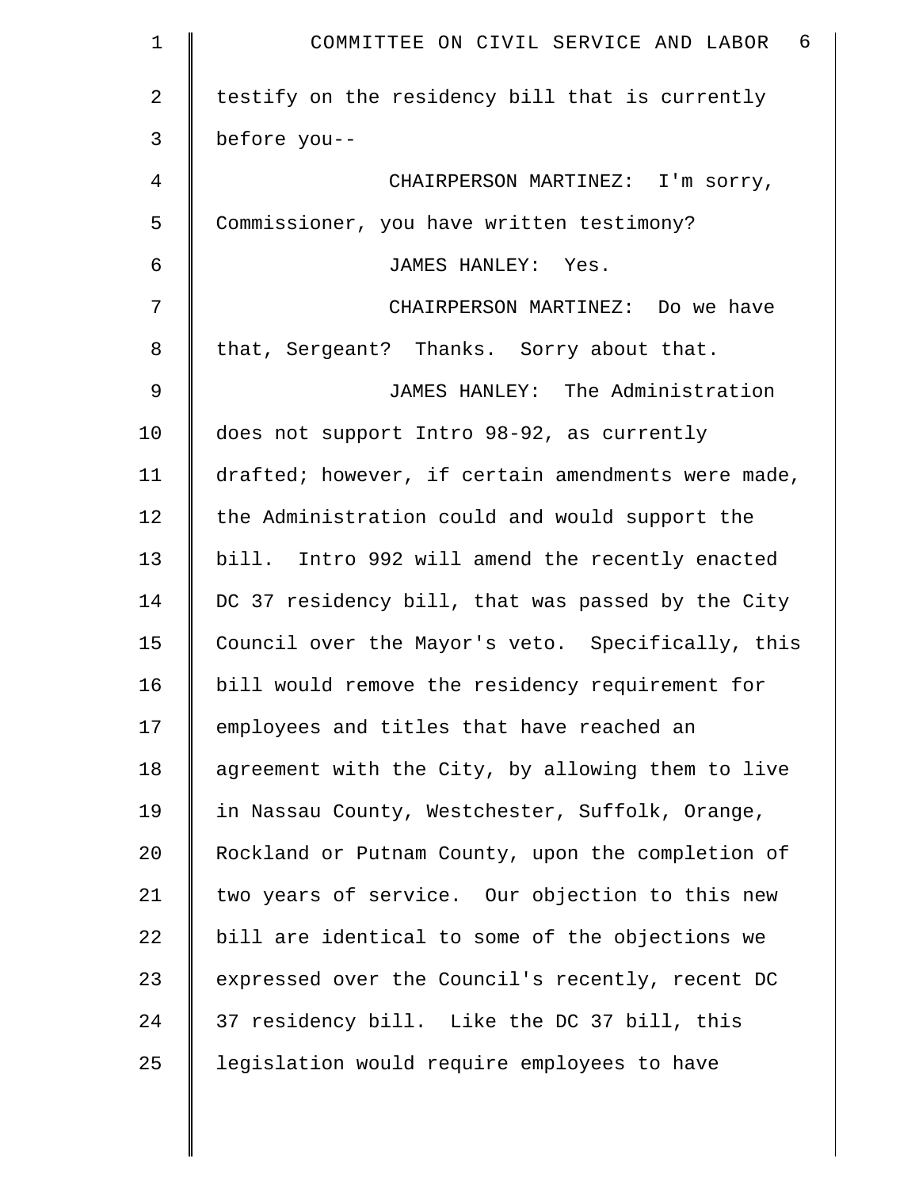testify on the residency bill that is currently before you--

CHAIRPERSON MARTINEZ: I'm sorry, Commissioner, you have written testimony?

JAMES HANLEY: Yes.

CHAIRPERSON MARTINEZ: Do we have that, Sergeant? Thanks. Sorry about that.

JAMES HANLEY: The Administration does not support Intro 98-92, as currently drafted; however, if certain amendments were made, the Administration could and would support the bill. Intro 992 will amend the recently enacted DC 37 residency bill, that was passed by the City Council over the Mayor's veto. Specifically, this bill would remove the residency requirement for employees and titles that have reached an agreement with the City, by allowing them to live in Nassau County, Westchester, Suffolk, Orange, Rockland or Putnam County, upon the completion of two years of service. Our objection to this new bill are identical to some of the objections we expressed over the Council's recently, recent DC 37 residency bill. Like the DC 37 bill, this legislation would require employees to have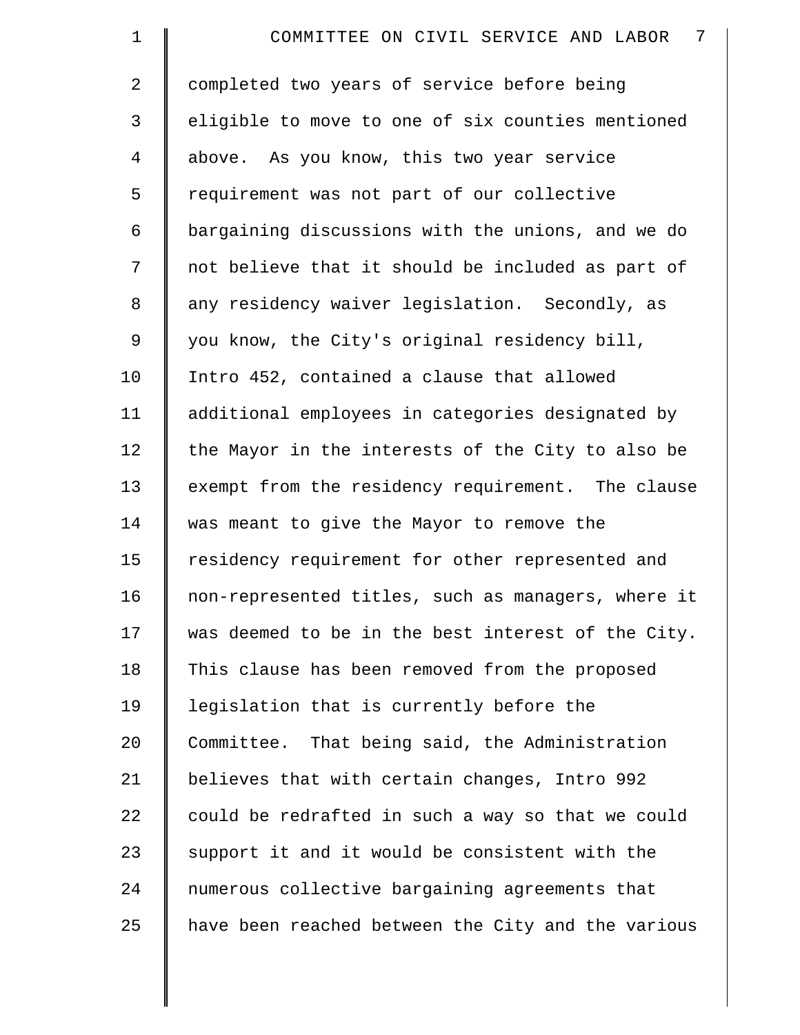completed two years of service before being eligible to move to one of six counties mentioned above. As you know, this two year service requirement was not part of our collective bargaining discussions with the unions, and we do not believe that it should be included as part of any residency waiver legislation. Secondly, as you know, the City's original residency bill, Intro 452, contained a clause that allowed additional employees in categories designated by the Mayor in the interests of the City to also be exempt from the residency requirement. The clause was meant to give the Mayor to remove the residency requirement for other represented and non-represented titles, such as managers, where it was deemed to be in the best interest of the City. This clause has been removed from the proposed legislation that is currently before the Committee. That being said, the Administration believes that with certain changes, Intro 992 could be redrafted in such a way so that we could support it and it would be consistent with the numerous collective bargaining agreements that have been reached between the City and the various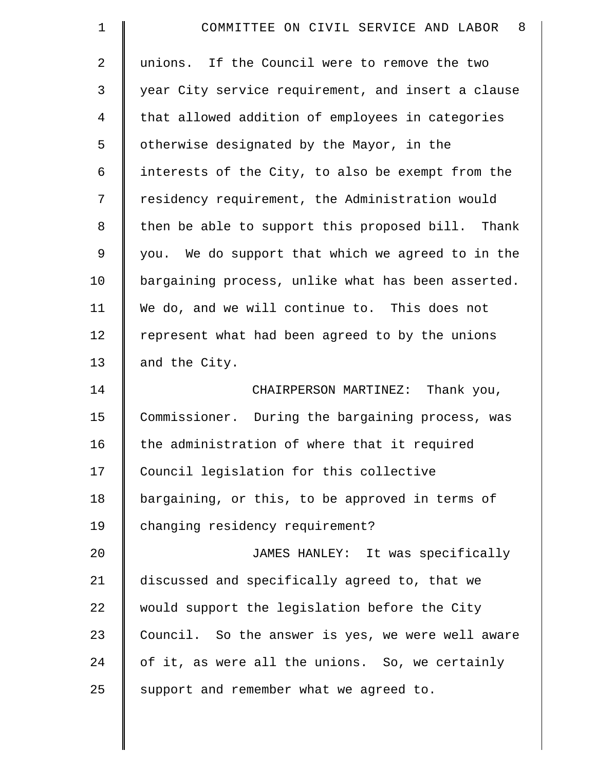unions. If the Council were to remove the two year City service requirement, and insert a clause that allowed addition of employees in categories otherwise designated by the Mayor, in the interests of the City, to also be exempt from the residency requirement, the Administration would then be able to support this proposed bill. Thank you. We do support that which we agreed to in the bargaining process, unlike what has been asserted. We do, and we will continue to. This does not represent what had been agreed to by the unions and the City.

CHAIRPERSON MARTINEZ: Thank you, Commissioner. During the bargaining process, was the administration of where that it required Council legislation for this collective bargaining, or this, to be approved in terms of changing residency requirement?

JAMES HANLEY: It was specifically discussed and specifically agreed to, that we would support the legislation before the City Council. So the answer is yes, we were well aware of it, as were all the unions. So, we certainly support and remember what we agreed to.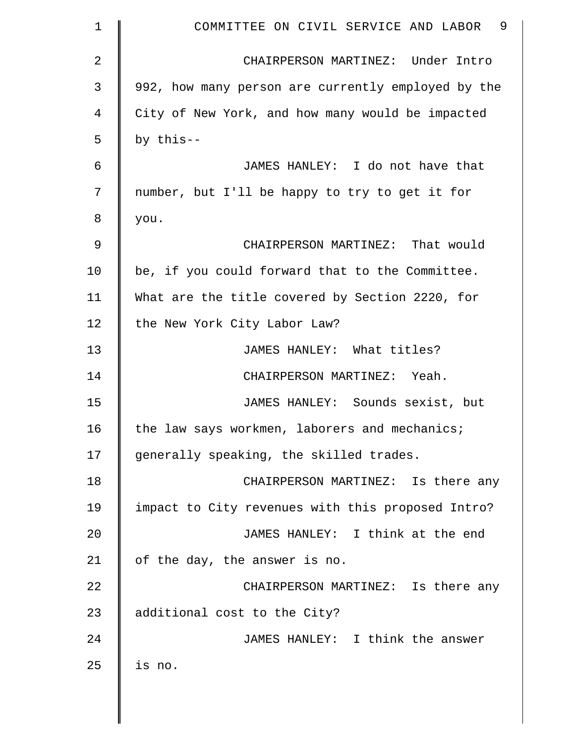CHAIRPERSON MARTINEZ: Under Intro 992, how many person are currently employed by the City of New York, and how many would be impacted by this--

JAMES HANLEY: I do not have that number, but I'll be happy to try to get it for you.

CHAIRPERSON MARTINEZ: That would be, if you could forward that to the Committee. What are the title covered by Section 2220, for the New York City Labor Law?

JAMES HANLEY: What titles?

CHAIRPERSON MARTINEZ: Yeah.

JAMES HANLEY: Sounds sexist, but the law says workmen, laborers and mechanics; generally speaking, the skilled trades.

CHAIRPERSON MARTINEZ: Is there any impact to City revenues with this proposed Intro?

JAMES HANLEY: I think at the end of the day, the answer is no.

CHAIRPERSON MARTINEZ: Is there any additional cost to the City?

JAMES HANLEY: I think the answer is no.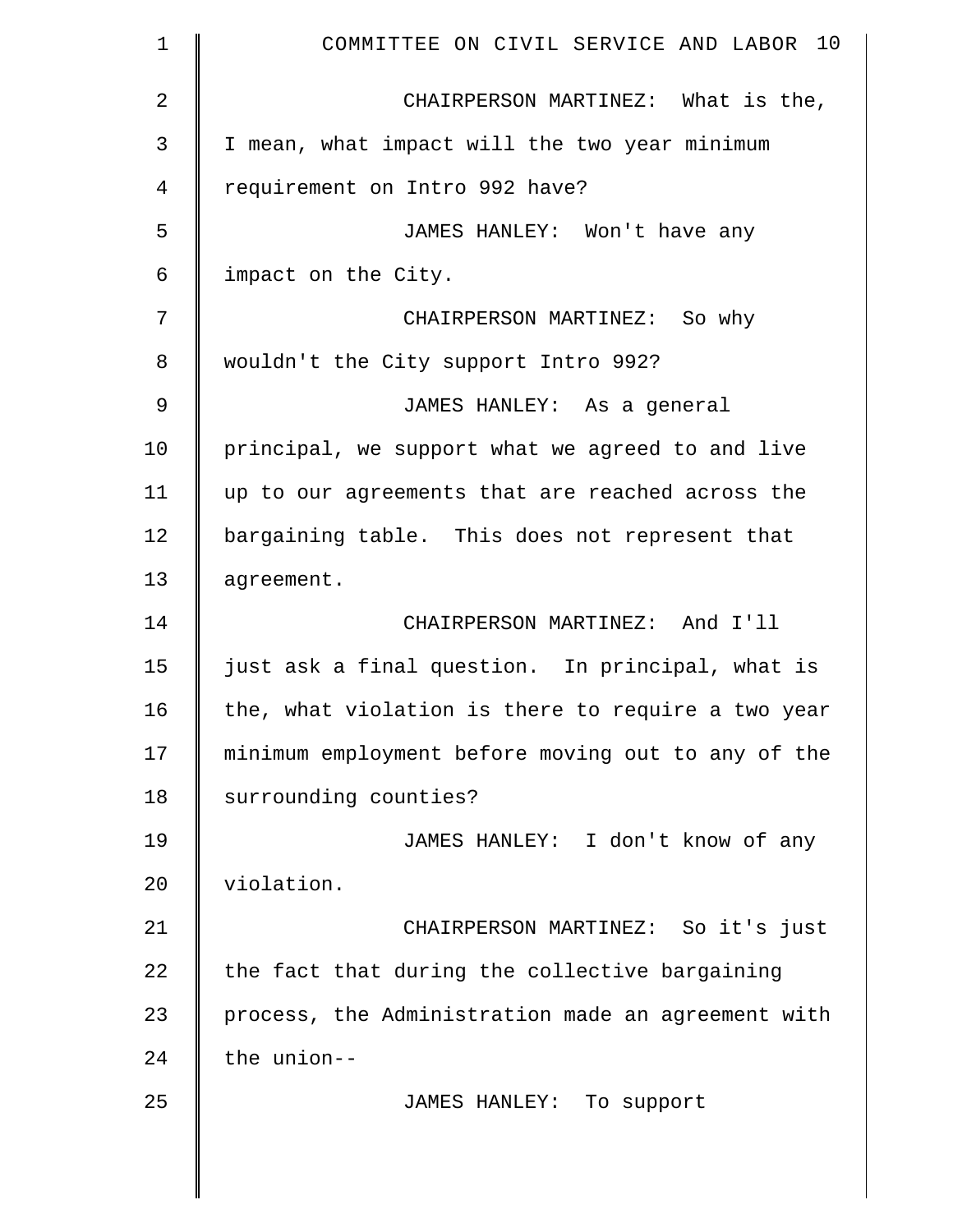CHAIRPERSON MARTINEZ: What is the, I mean, what impact will the two year minimum requirement on Intro 992 have?

JAMES HANLEY: Won't have any impact on the City.

CHAIRPERSON MARTINEZ: So why wouldn't the City support Intro 992?

JAMES HANLEY: As a general principal, we support what we agreed to and live up to our agreements that are reached across the bargaining table. This does not represent that agreement.

CHAIRPERSON MARTINEZ: And I'll just ask a final question. In principal, what is the, what violation is there to require a two year minimum employment before moving out to any of the surrounding counties?

JAMES HANLEY: I don't know of any violation.

CHAIRPERSON MARTINEZ: So it's just the fact that during the collective bargaining process, the Administration made an agreement with the union--

JAMES HANLEY: To support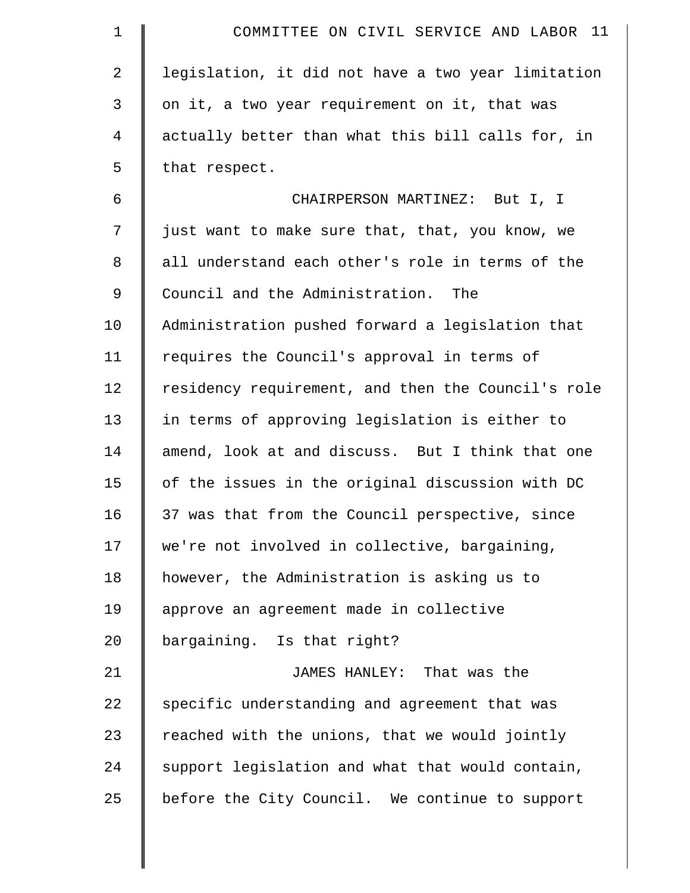legislation, it did not have a two year limitation on it, a two year requirement on it, that was actually better than what this bill calls for, in that respect.

CHAIRPERSON MARTINEZ: But I, I just want to make sure that, that, you know, we all understand each other's role in terms of the Council and the Administration. The Administration pushed forward a legislation that requires the Council's approval in terms of residency requirement, and then the Council's role in terms of approving legislation is either to amend, look at and discuss. But I think that one of the issues in the original discussion with DC 37 was that from the Council perspective, since we're not involved in collective, bargaining, however, the Administration is asking us to approve an agreement made in collective bargaining. Is that right?

JAMES HANLEY: That was the specific understanding and agreement that was reached with the unions, that we would jointly support legislation and what that would contain, before the City Council. We continue to support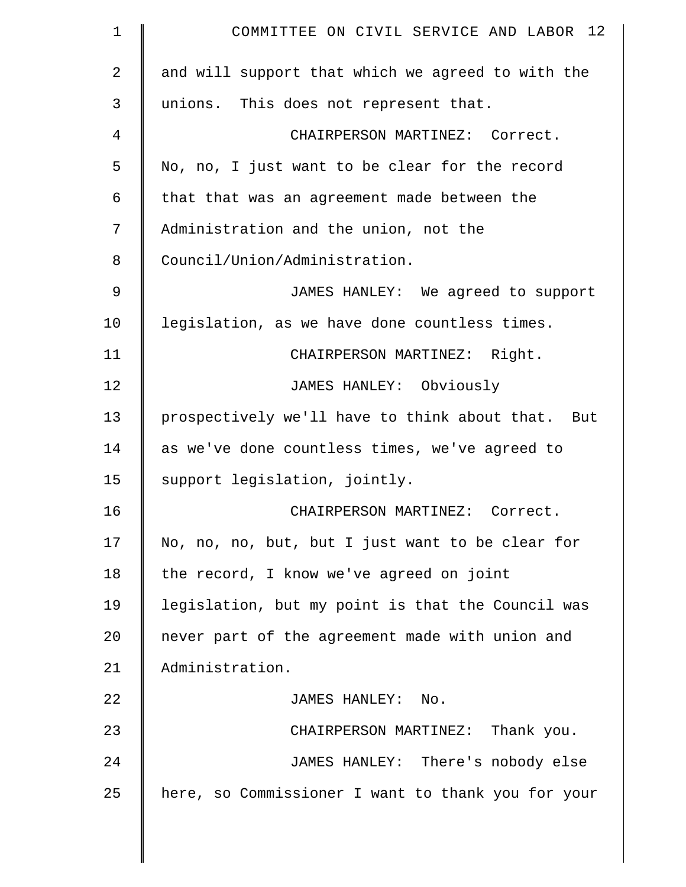and will support that which we agreed to with the unions. This does not represent that.

CHAIRPERSON MARTINEZ: Correct. No, no, I just want to be clear for the record that that was an agreement made between the Administration and the union, not the Council/Union/Administration.

JAMES HANLEY: We agreed to support legislation, as we have done countless times.

CHAIRPERSON MARTINEZ: Right.

JAMES HANLEY: Obviously prospectively we'll have to think about that. But as we've done countless times, we've agreed to support legislation, jointly.

CHAIRPERSON MARTINEZ: Correct. No, no, no, but, but I just want to be clear for the record, I know we've agreed on joint legislation, but my point is that the Council was never part of the agreement made with union and Administration.

JAMES HANLEY: No.

CHAIRPERSON MARTINEZ: Thank you.

JAMES HANLEY: There's nobody else here, so Commissioner I want to thank you for your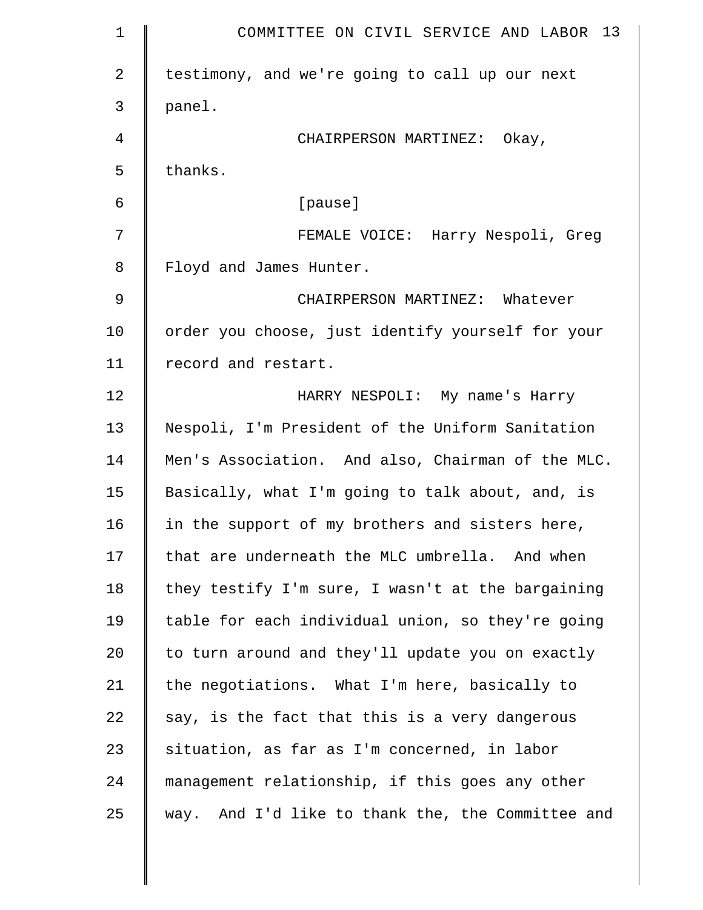testimony, and we're going to call up our next panel.

CHAIRPERSON MARTINEZ: Okay, thanks.

[pause]

FEMALE VOICE: Harry Nespoli, Greg Floyd and James Hunter.

CHAIRPERSON MARTINEZ: Whatever order you choose, just identify yourself for your record and restart.

HARRY NESPOLI: My name's Harry Nespoli, I'm President of the Uniform Sanitation Men's Association. And also, Chairman of the MLC. Basically, what I'm going to talk about, and, is in the support of my brothers and sisters here, that are underneath the MLC umbrella. And when they testify I'm sure, I wasn't at the bargaining table for each individual union, so they're going to turn around and they'll update you on exactly the negotiations. What I'm here, basically to say, is the fact that this is a very dangerous situation, as far as I'm concerned, in labor management relationship, if this goes any other way. And I'd like to thank the, the Committee and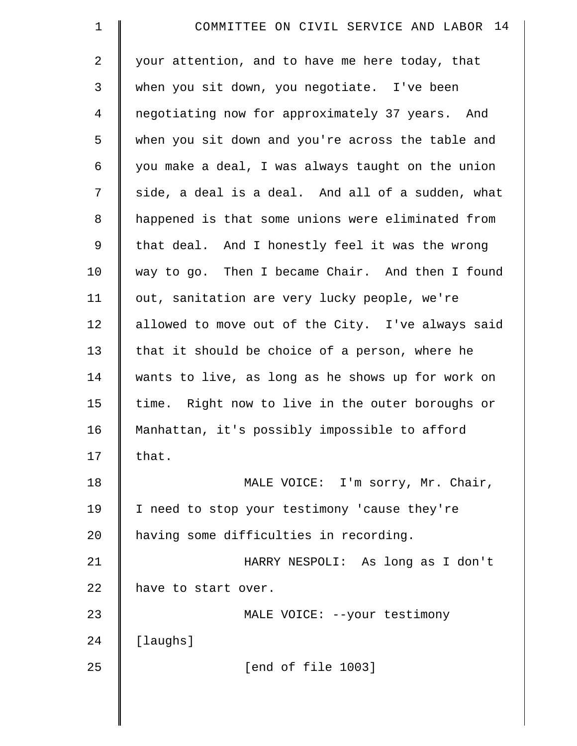your attention, and to have me here today, that when you sit down, you negotiate. I've been negotiating now for approximately 37 years. And when you sit down and you're across the table and you make a deal, I was always taught on the union side, a deal is a deal. And all of a sudden, what happened is that some unions were eliminated from that deal. And I honestly feel it was the wrong way to go. Then I became Chair. And then I found out, sanitation are very lucky people, we're allowed to move out of the City. I've always said that it should be choice of a person, where he wants to live, as long as he shows up for work on time. Right now to live in the outer boroughs or Manhattan, it's possibly impossible to afford that.

MALE VOICE: I'm sorry, Mr. Chair, I need to stop your testimony 'cause they're having some difficulties in recording.

HARRY NESPOLI: As long as I don't have to start over.

MALE VOICE: --your testimony [laughs]

[end of file 1003]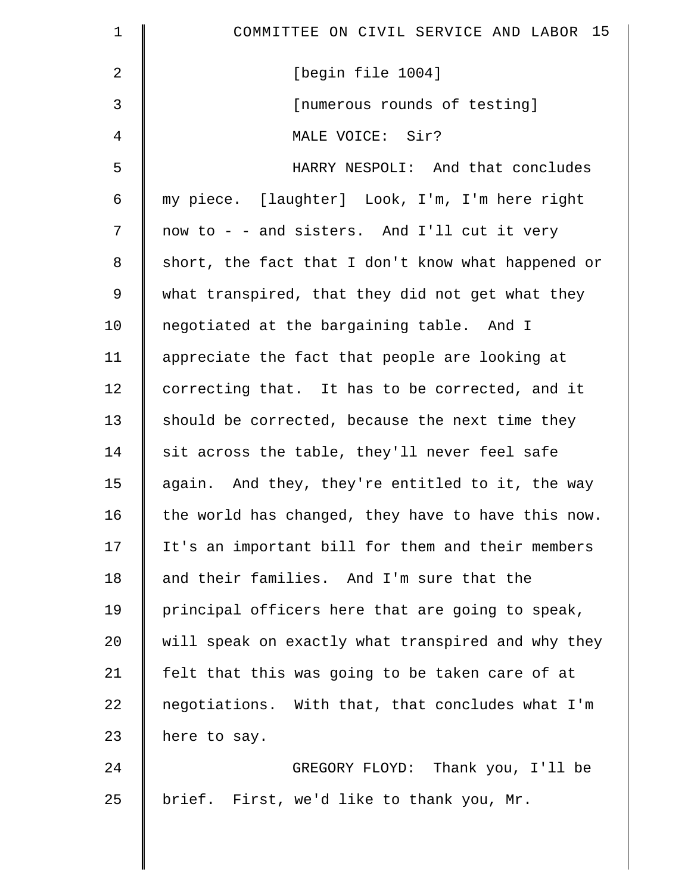[begin file 1004]

[numerous rounds of testing]

MALE VOICE: Sir?

HARRY NESPOLI: And that concludes my piece. [laughter] Look, I'm, I'm here right now to - - and sisters. And I'll cut it very short, the fact that I don't know what happened or what transpired, that they did not get what they negotiated at the bargaining table. And I appreciate the fact that people are looking at correcting that. It has to be corrected, and it should be corrected, because the next time they sit across the table, they'll never feel safe again. And they, they're entitled to it, the way the world has changed, they have to have this now. It's an important bill for them and their members and their families. And I'm sure that the principal officers here that are going to speak, will speak on exactly what transpired and why they felt that this was going to be taken care of at negotiations. With that, that concludes what I'm here to say.

GREGORY FLOYD: Thank you, I'll be brief. First, we'd like to thank you, Mr.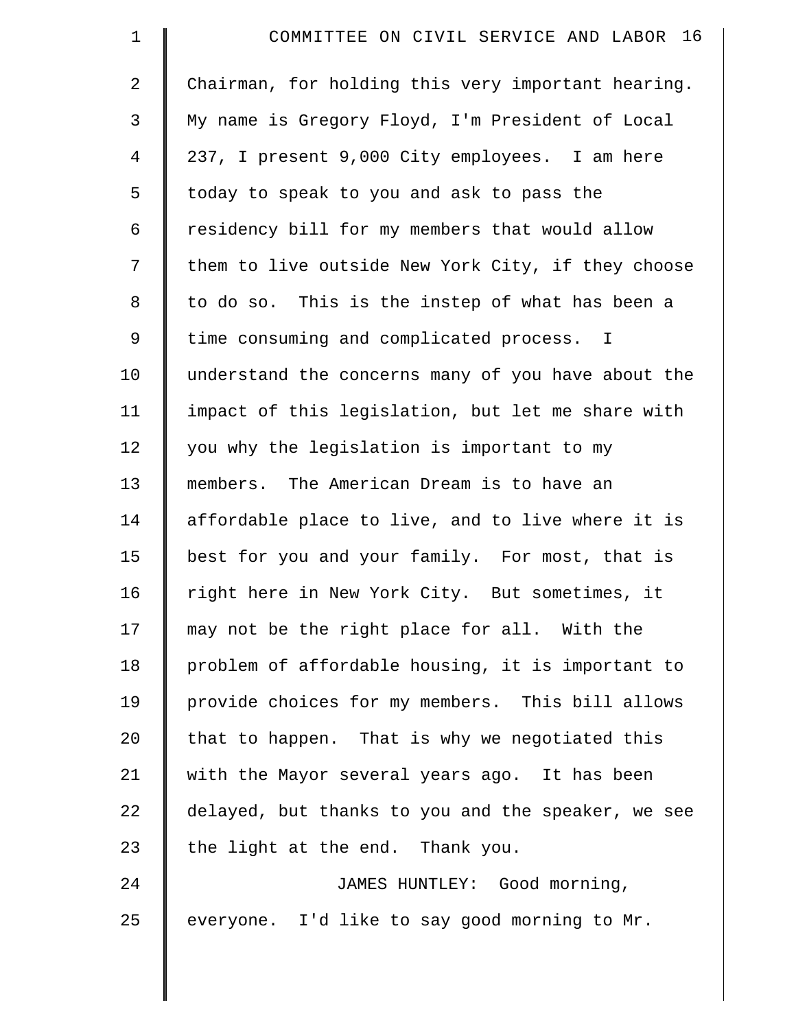Chairman, for holding this very important hearing. My name is Gregory Floyd, I'm President of Local 237, I present 9,000 City employees. I am here today to speak to you and ask to pass the residency bill for my members that would allow them to live outside New York City, if they choose to do so. This is the instep of what has been a time consuming and complicated process. I understand the concerns many of you have about the impact of this legislation, but let me share with you why the legislation is important to my members. The American Dream is to have an affordable place to live, and to live where it is best for you and your family. For most, that is right here in New York City. But sometimes, it may not be the right place for all. With the problem of affordable housing, it is important to provide choices for my members. This bill allows that to happen. That is why we negotiated this with the Mayor several years ago. It has been delayed, but thanks to you and the speaker, we see the light at the end. Thank you.

JAMES HUNTLEY: Good morning, everyone. I'd like to say good morning to Mr.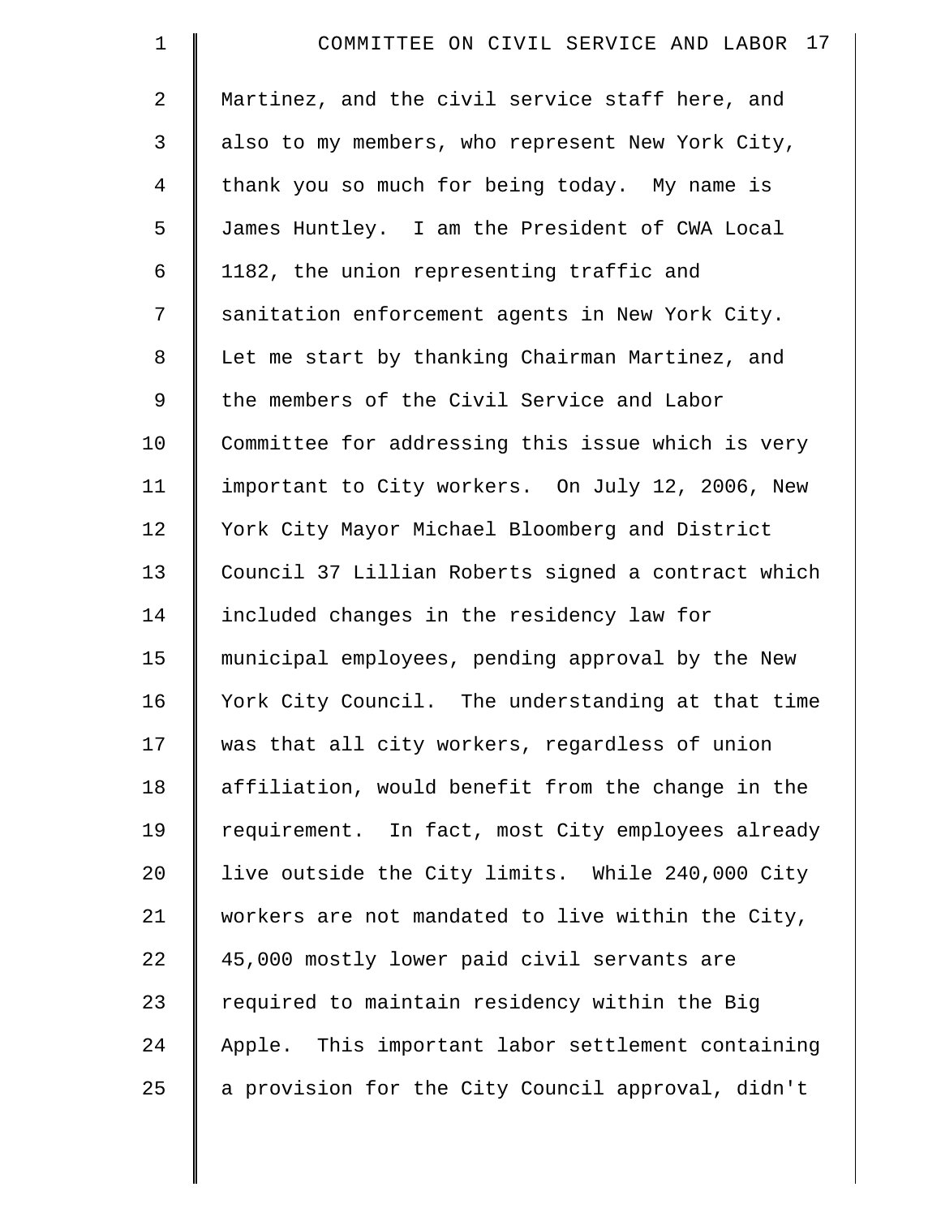Martinez, and the civil service staff here, and also to my members, who represent New York City, thank you so much for being today. My name is James Huntley. I am the President of CWA Local 1182, the union representing traffic and sanitation enforcement agents in New York City. Let me start by thanking Chairman Martinez, and the members of the Civil Service and Labor Committee for addressing this issue which is very important to City workers. On July 12, 2006, New York City Mayor Michael Bloomberg and District Council 37 Lillian Roberts signed a contract which included changes in the residency law for municipal employees, pending approval by the New York City Council. The understanding at that time was that all city workers, regardless of union affiliation, would benefit from the change in the requirement. In fact, most City employees already live outside the City limits. While 240,000 City workers are not mandated to live within the City, 45,000 mostly lower paid civil servants are required to maintain residency within the Big Apple. This important labor settlement containing a provision for the City Council approval, didn't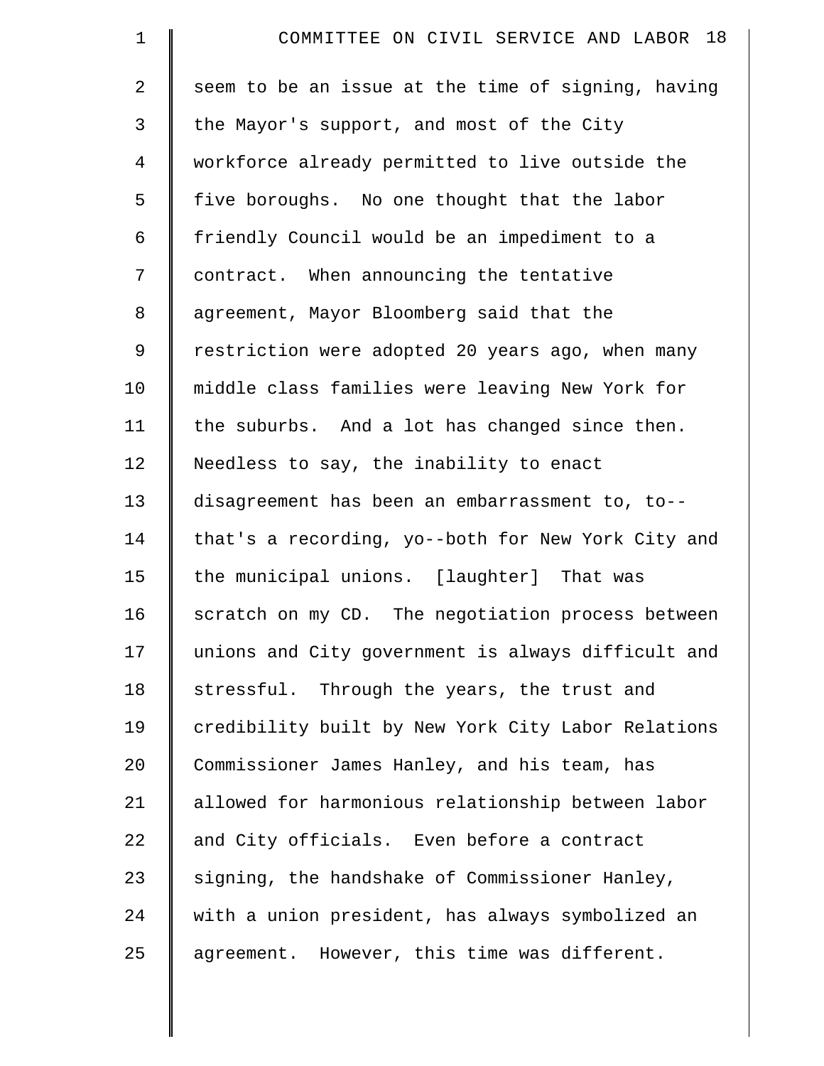seem to be an issue at the time of signing, having the Mayor's support, and most of the City workforce already permitted to live outside the five boroughs. No one thought that the labor friendly Council would be an impediment to a contract. When announcing the tentative agreement, Mayor Bloomberg said that the restriction were adopted 20 years ago, when many middle class families were leaving New York for the suburbs. And a lot has changed since then. Needless to say, the inability to enact disagreement has been an embarrassment to, to-- that's a recording, yo--both for New York City and the municipal unions. [laughter] That was scratch on my CD. The negotiation process between unions and City government is always difficult and stressful. Through the years, the trust and credibility built by New York City Labor Relations Commissioner James Hanley, and his team, has allowed for harmonious relationship between labor and City officials. Even before a contract signing, the handshake of Commissioner Hanley, with a union president, has always symbolized an agreement. However, this time was different.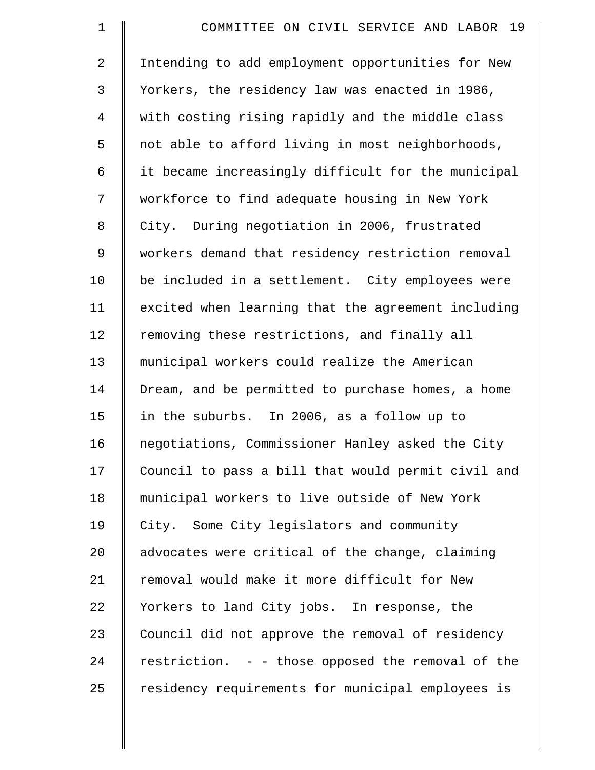Intending to add employment opportunities for New Yorkers, the residency law was enacted in 1986, with costing rising rapidly and the middle class not able to afford living in most neighborhoods, it became increasingly difficult for the municipal workforce to find adequate housing in New York City. During negotiation in 2006, frustrated workers demand that residency restriction removal be included in a settlement. City employees were excited when learning that the agreement including removing these restrictions, and finally all municipal workers could realize the American Dream, and be permitted to purchase homes, a home in the suburbs. In 2006, as a follow up to negotiations, Commissioner Hanley asked the City Council to pass a bill that would permit civil and municipal workers to live outside of New York City. Some City legislators and community advocates were critical of the change, claiming removal would make it more difficult for New Yorkers to land City jobs. In response, the Council did not approve the removal of residency restriction. - - those opposed the removal of the residency requirements for municipal employees is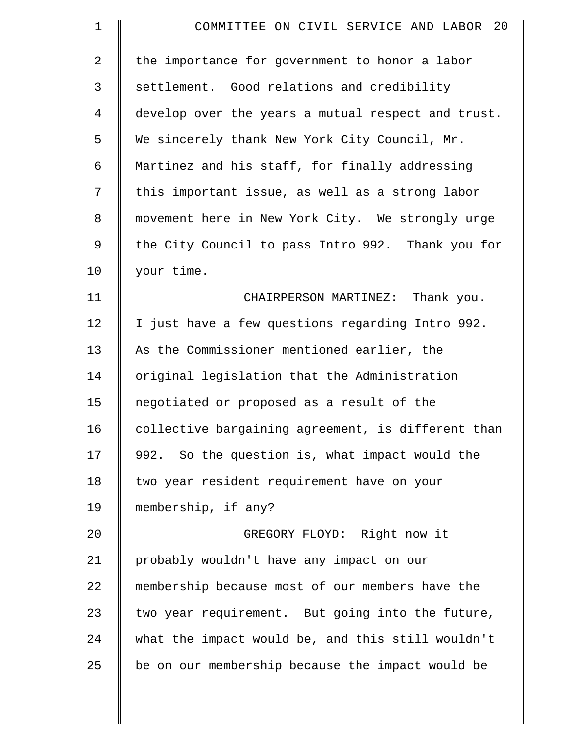the importance for government to honor a labor settlement. Good relations and credibility develop over the years a mutual respect and trust. We sincerely thank New York City Council, Mr. Martinez and his staff, for finally addressing this important issue, as well as a strong labor movement here in New York City. We strongly urge the City Council to pass Intro 992. Thank you for your time.

CHAIRPERSON MARTINEZ: Thank you. I just have a few questions regarding Intro 992. As the Commissioner mentioned earlier, the original legislation that the Administration negotiated or proposed as a result of the collective bargaining agreement, is different than 992. So the question is, what impact would the two year resident requirement have on your membership, if any?

GREGORY FLOYD: Right now it probably wouldn't have any impact on our membership because most of our members have the two year requirement. But going into the future, what the impact would be, and this still wouldn't be on our membership because the impact would be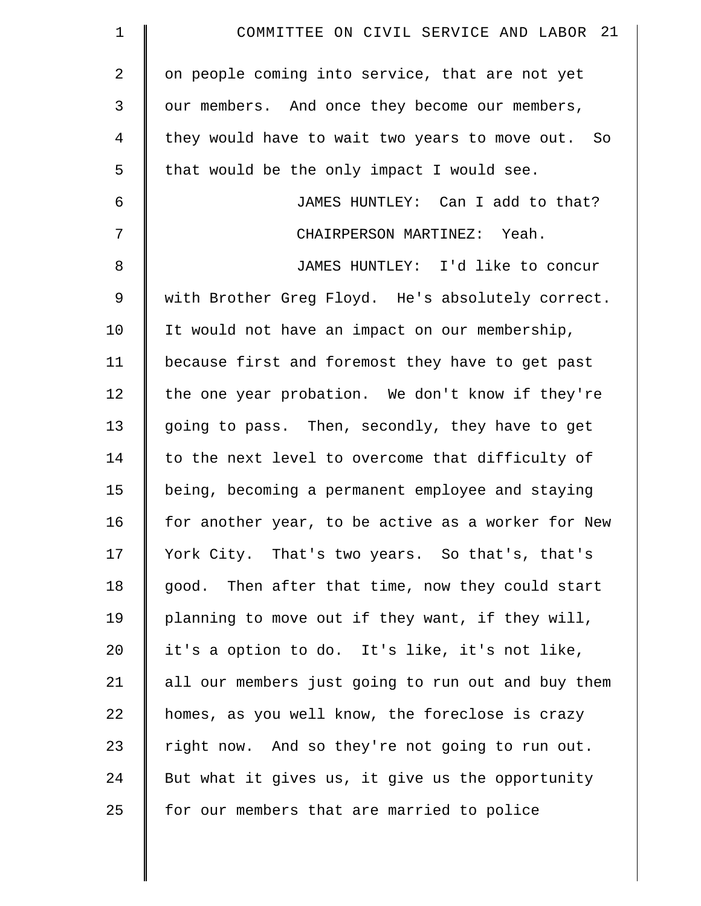on people coming into service, that are not yet our members. And once they become our members, they would have to wait two years to move out. So that would be the only impact I would see.

JAMES HUNTLEY: Can I add to that?

CHAIRPERSON MARTINEZ: Yeah.

JAMES HUNTLEY: I'd like to concur with Brother Greg Floyd. He's absolutely correct. It would not have an impact on our membership, because first and foremost they have to get past the one year probation. We don't know if they're going to pass. Then, secondly, they have to get to the next level to overcome that difficulty of being, becoming a permanent employee and staying for another year, to be active as a worker for New York City. That's two years. So that's, that's good. Then after that time, now they could start planning to move out if they want, if they will, it's a option to do. It's like, it's not like, all our members just going to run out and buy them homes, as you well know, the foreclose is crazy right now. And so they're not going to run out. But what it gives us, it give us the opportunity for our members that are married to police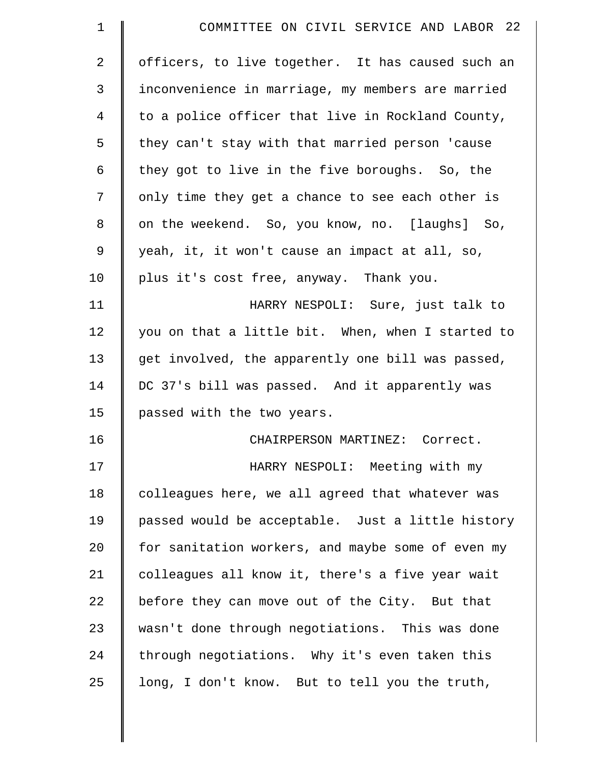officers, to live together. It has caused such an inconvenience in marriage, my members are married to a police officer that live in Rockland County, they can't stay with that married person 'cause they got to live in the five boroughs. So, the only time they get a chance to see each other is on the weekend. So, you know, no. [laughs] So, yeah, it, it won't cause an impact at all, so, plus it's cost free, anyway. Thank you.

HARRY NESPOLI: Sure, just talk to you on that a little bit. When, when I started to get involved, the apparently one bill was passed, DC 37's bill was passed. And it apparently was passed with the two years.

CHAIRPERSON MARTINEZ: Correct.

HARRY NESPOLI: Meeting with my colleagues here, we all agreed that whatever was passed would be acceptable. Just a little history for sanitation workers, and maybe some of even my colleagues all know it, there's a five year wait before they can move out of the City. But that wasn't done through negotiations. This was done through negotiations. Why it's even taken this long, I don't know. But to tell you the truth,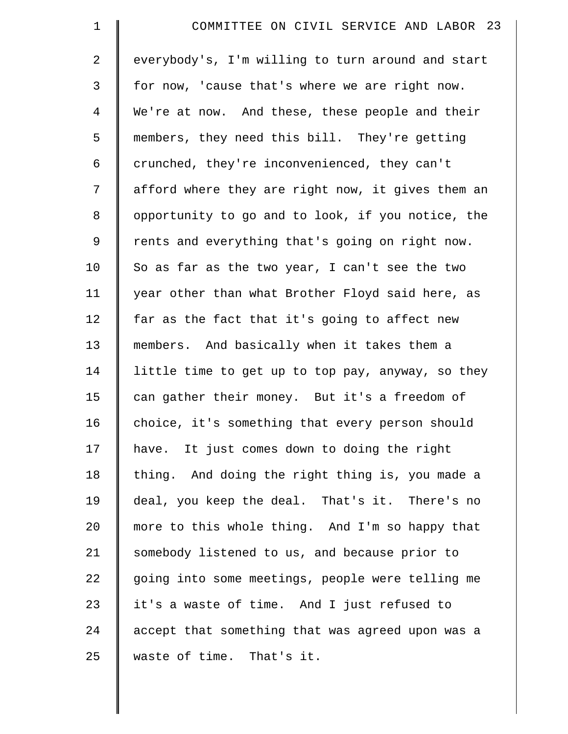everybody's, I'm willing to turn around and start for now, 'cause that's where we are right now. We're at now. And these, these people and their members, they need this bill. They're getting crunched, they're inconvenienced, they can't afford where they are right now, it gives them an opportunity to go and to look, if you notice, the rents and everything that's going on right now. So as far as the two year, I can't see the two year other than what Brother Floyd said here, as far as the fact that it's going to affect new members. And basically when it takes them a little time to get up to top pay, anyway, so they can gather their money. But it's a freedom of choice, it's something that every person should have. It just comes down to doing the right thing. And doing the right thing is, you made a deal, you keep the deal. That's it. There's no more to this whole thing. And I'm so happy that somebody listened to us, and because prior to going into some meetings, people were telling me it's a waste of time. And I just refused to accept that something that was agreed upon was a waste of time. That's it.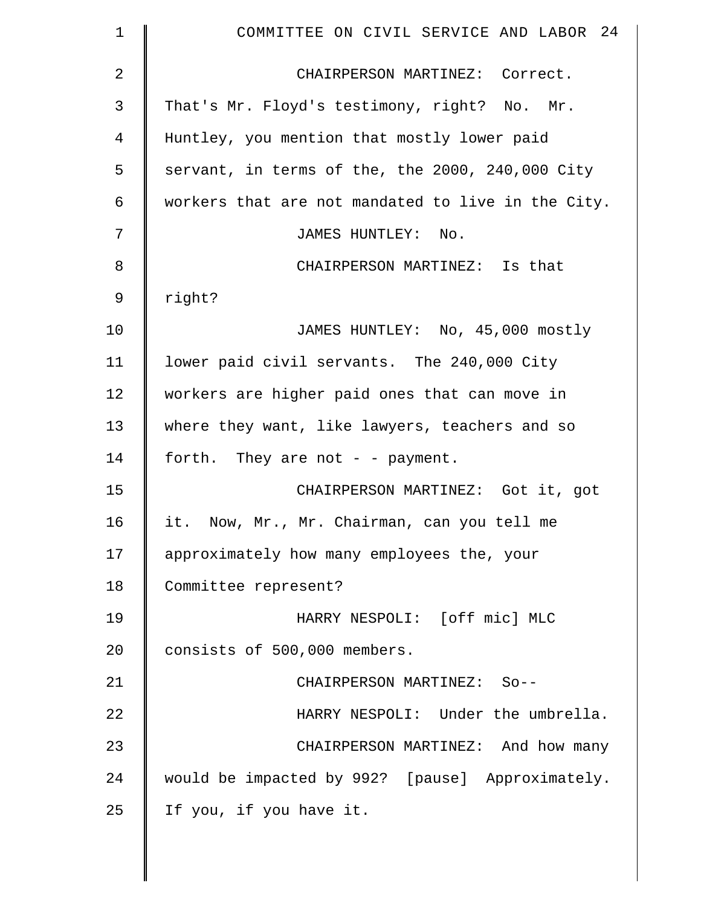CHAIRPERSON MARTINEZ: Correct. That's Mr. Floyd's testimony, right? No. Mr. Huntley, you mention that mostly lower paid servant, in terms of the, the 2000, 240,000 City workers that are not mandated to live in the City.

JAMES HUNTLEY: No.

CHAIRPERSON MARTINEZ: Is that right?

JAMES HUNTLEY: No, 45,000 mostly lower paid civil servants. The 240,000 City workers are higher paid ones that can move in where they want, like lawyers, teachers and so forth. They are not - - payment.

CHAIRPERSON MARTINEZ: Got it, got it. Now, Mr., Mr. Chairman, can you tell me approximately how many employees the, your Committee represent?

HARRY NESPOLI: [off mic] MLC consists of 500,000 members.

CHAIRPERSON MARTINEZ: So--

HARRY NESPOLI: Under the umbrella.

CHAIRPERSON MARTINEZ: And how many would be impacted by 992? [pause] Approximately. If you, if you have it.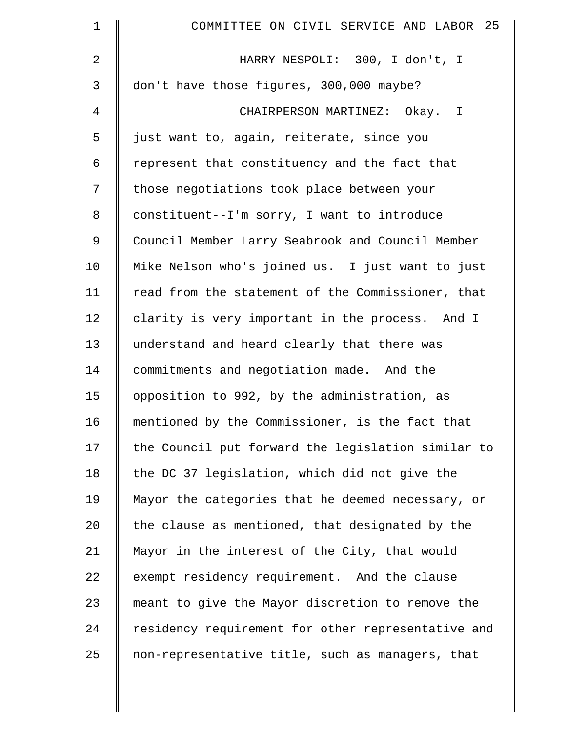HARRY NESPOLI: 300, I don't, I don't have those figures, 300,000 maybe?

CHAIRPERSON MARTINEZ: Okay. I just want to, again, reiterate, since you represent that constituency and the fact that those negotiations took place between your constituent--I'm sorry, I want to introduce Council Member Larry Seabrook and Council Member Mike Nelson who's joined us. I just want to just read from the statement of the Commissioner, that clarity is very important in the process. And I understand and heard clearly that there was commitments and negotiation made. And the opposition to 992, by the administration, as mentioned by the Commissioner, is the fact that the Council put forward the legislation similar to the DC 37 legislation, which did not give the Mayor the categories that he deemed necessary, or the clause as mentioned, that designated by the Mayor in the interest of the City, that would exempt residency requirement. And the clause meant to give the Mayor discretion to remove the residency requirement for other representative and non-representative title, such as managers, that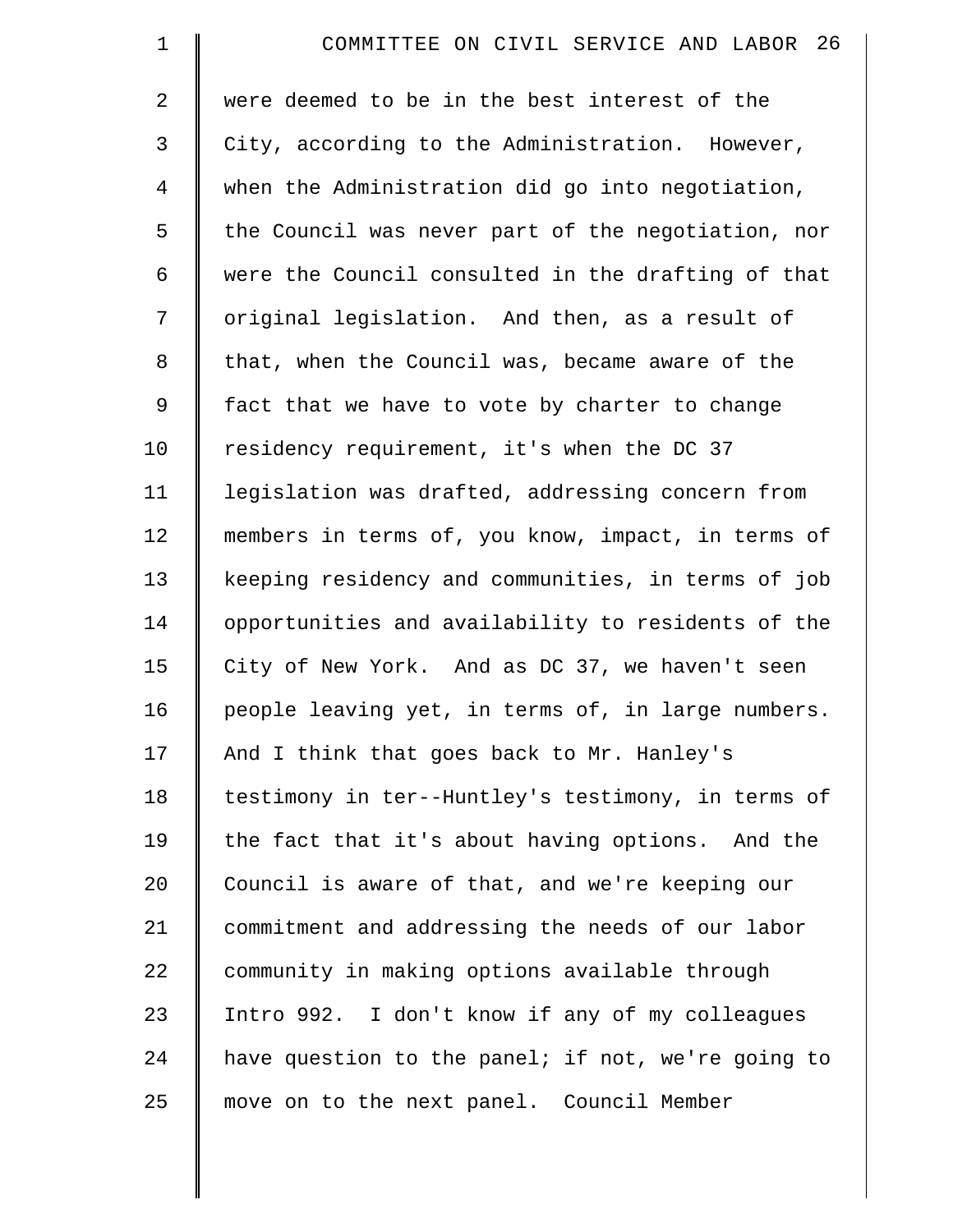were deemed to be in the best interest of the City, according to the Administration. However, when the Administration did go into negotiation, the Council was never part of the negotiation, nor were the Council consulted in the drafting of that original legislation. And then, as a result of that, when the Council was, became aware of the fact that we have to vote by charter to change residency requirement, it's when the DC 37 legislation was drafted, addressing concern from members in terms of, you know, impact, in terms of keeping residency and communities, in terms of job opportunities and availability to residents of the City of New York. And as DC 37, we haven't seen people leaving yet, in terms of, in large numbers. And I think that goes back to Mr. Hanley's testimony in ter--Huntley's testimony, in terms of the fact that it's about having options. And the Council is aware of that, and we're keeping our commitment and addressing the needs of our labor community in making options available through Intro 992. I don't know if any of my colleagues have question to the panel; if not, we're going to move on to the next panel. Council Member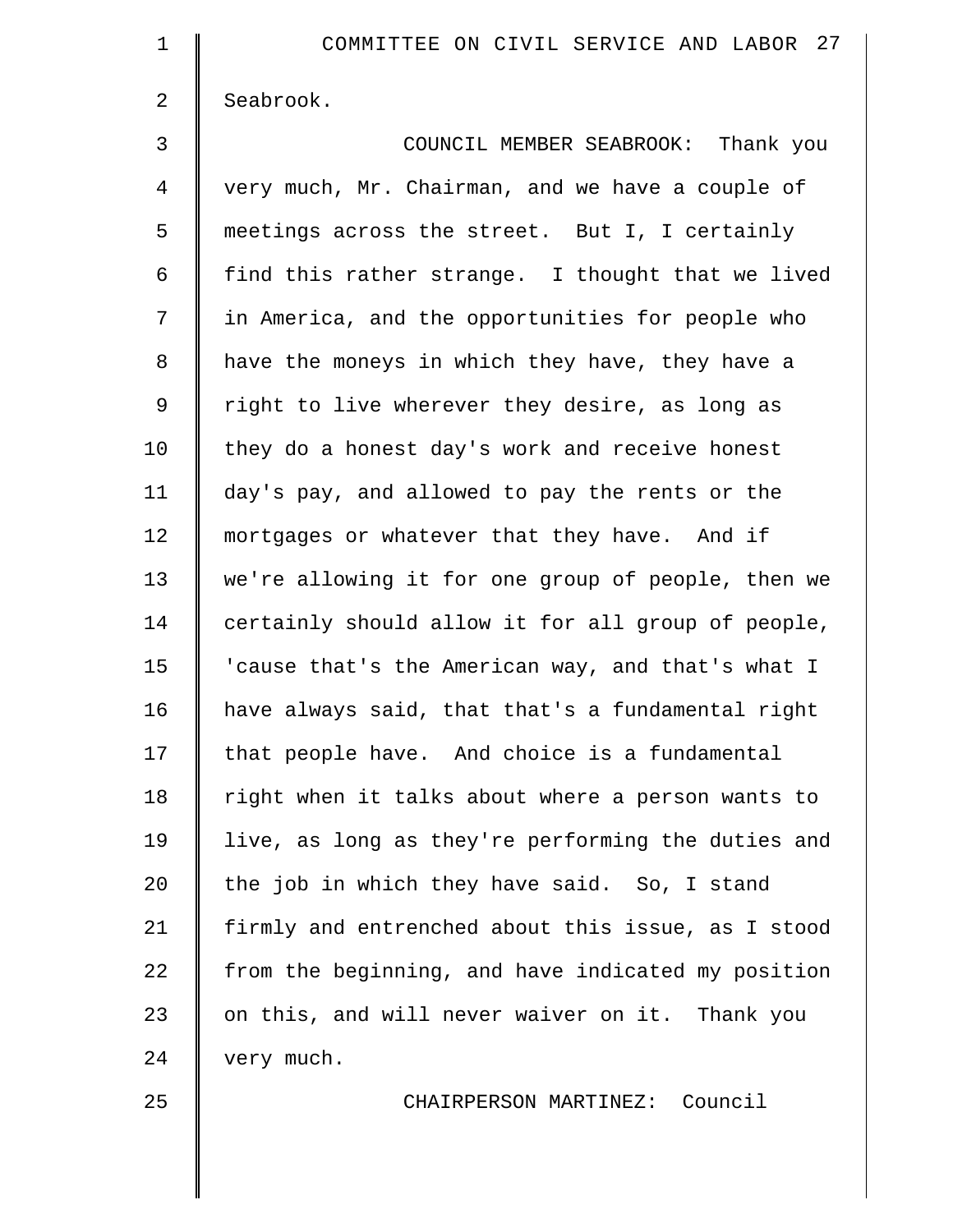Seabrook.

COUNCIL MEMBER SEABROOK: Thank you very much, Mr. Chairman, and we have a couple of meetings across the street. But I, I certainly find this rather strange. I thought that we lived in America, and the opportunities for people who have the moneys in which they have, they have a right to live wherever they desire, as long as they do a honest day's work and receive honest day's pay, and allowed to pay the rents or the mortgages or whatever that they have. And if we're allowing it for one group of people, then we certainly should allow it for all group of people, 'cause that's the American way, and that's what I have always said, that that's a fundamental right that people have. And choice is a fundamental right when it talks about where a person wants to live, as long as they're performing the duties and the job in which they have said. So, I stand firmly and entrenched about this issue, as I stood from the beginning, and have indicated my position on this, and will never waiver on it. Thank you very much.

CHAIRPERSON MARTINEZ: Council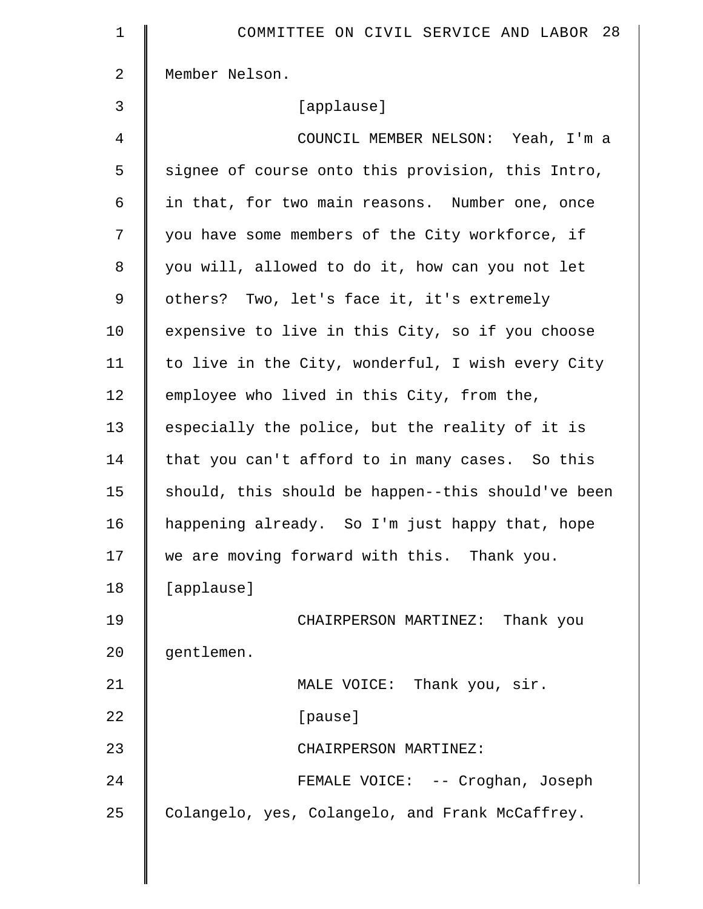Member Nelson.

[applause]

COUNCIL MEMBER NELSON: Yeah, I'm a signee of course onto this provision, this Intro, in that, for two main reasons. Number one, once you have some members of the City workforce, if you will, allowed to do it, how can you not let others? Two, let's face it, it's extremely expensive to live in this City, so if you choose to live in the City, wonderful, I wish every City employee who lived in this City, from the, especially the police, but the reality of it is that you can't afford to in many cases. So this should, this should be happen--this should've been happening already. So I'm just happy that, hope we are moving forward with this. Thank you.

[applause]

CHAIRPERSON MARTINEZ: Thank you gentlemen.

MALE VOICE: Thank you, sir.

[pause]

CHAIRPERSON MARTINEZ:

FEMALE VOICE: -- Croghan, Joseph Colangelo, yes, Colangelo, and Frank McCaffrey.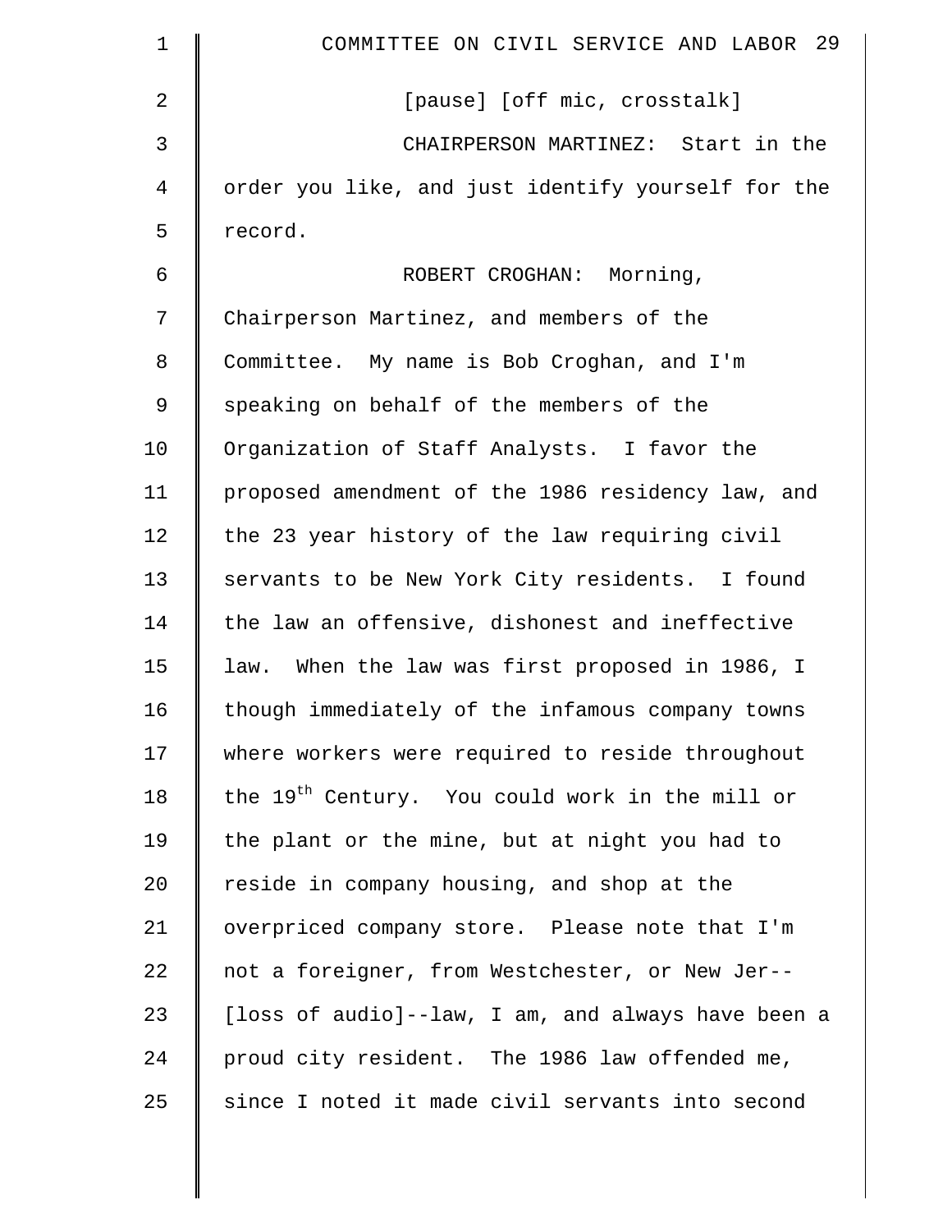[pause] [off mic, crosstalk]

CHAIRPERSON MARTINEZ: Start in the order you like, and just identify yourself for the record.

ROBERT CROGHAN: Morning, Chairperson Martinez, and members of the Committee. My name is Bob Croghan, and I'm speaking on behalf of the members of the Organization of Staff Analysts. I favor the proposed amendment of the 1986 residency law, and the 23 year history of the law requiring civil servants to be New York City residents. I found the law an offensive, dishonest and ineffective law. When the law was first proposed in 1986, I though immediately of the infamous company towns where workers were required to reside throughout the 19th Century. You could work in the mill or the plant or the mine, but at night you had to reside in company housing, and shop at the overpriced company store. Please note that I'm not a foreigner, from Westchester, or New Jer-- [loss of audio]--law, I am, and always have been a proud city resident. The 1986 law offended me, since I noted it made civil servants into second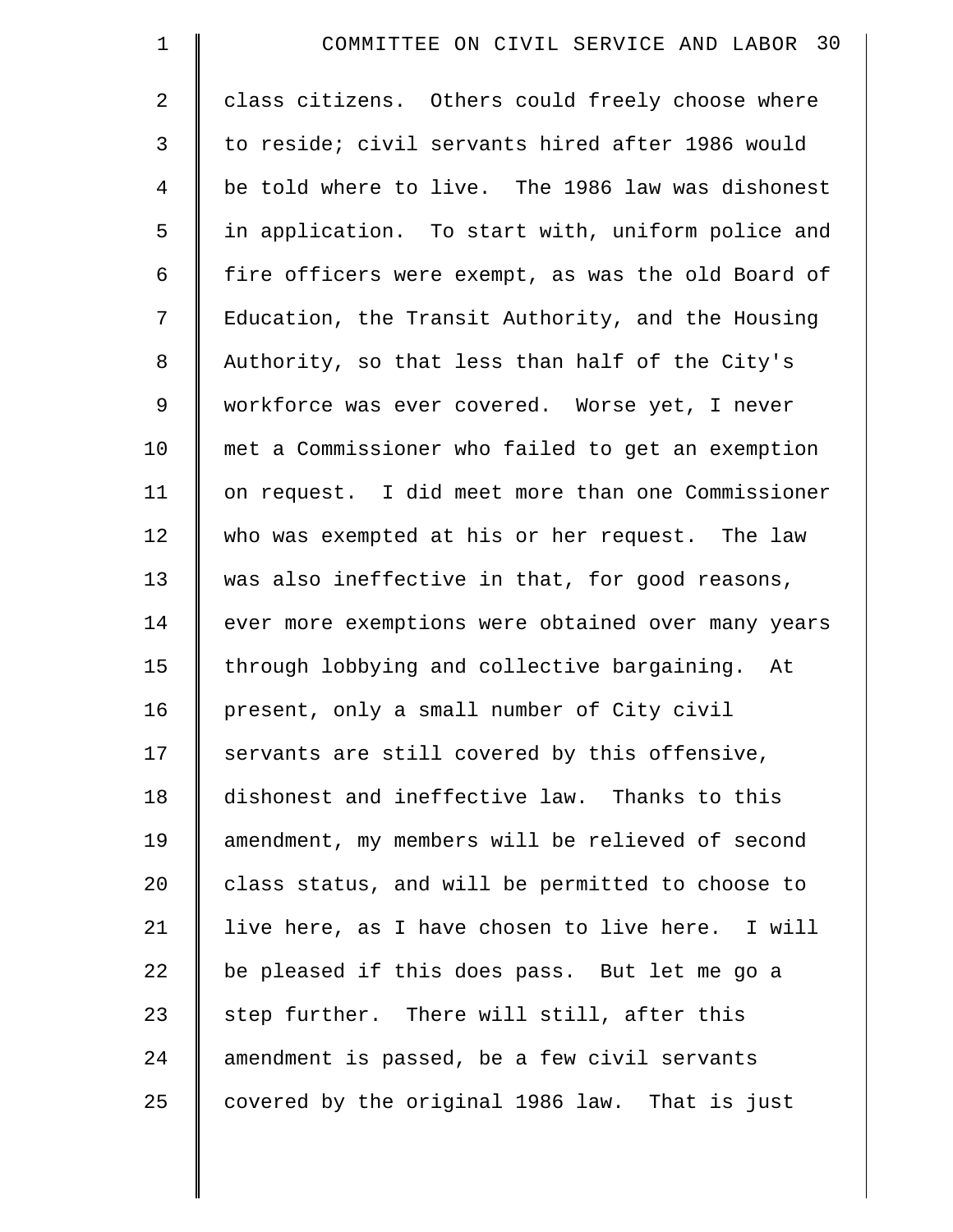class citizens. Others could freely choose where to reside; civil servants hired after 1986 would be told where to live. The 1986 law was dishonest in application. To start with, uniform police and fire officers were exempt, as was the old Board of Education, the Transit Authority, and the Housing Authority, so that less than half of the City's workforce was ever covered. Worse yet, I never met a Commissioner who failed to get an exemption on request. I did meet more than one Commissioner who was exempted at his or her request. The law was also ineffective in that, for good reasons, ever more exemptions were obtained over many years through lobbying and collective bargaining. At present, only a small number of City civil servants are still covered by this offensive, dishonest and ineffective law. Thanks to this amendment, my members will be relieved of second class status, and will be permitted to choose to live here, as I have chosen to live here. I will be pleased if this does pass. But let me go a step further. There will still, after this amendment is passed, be a few civil servants covered by the original 1986 law. That is just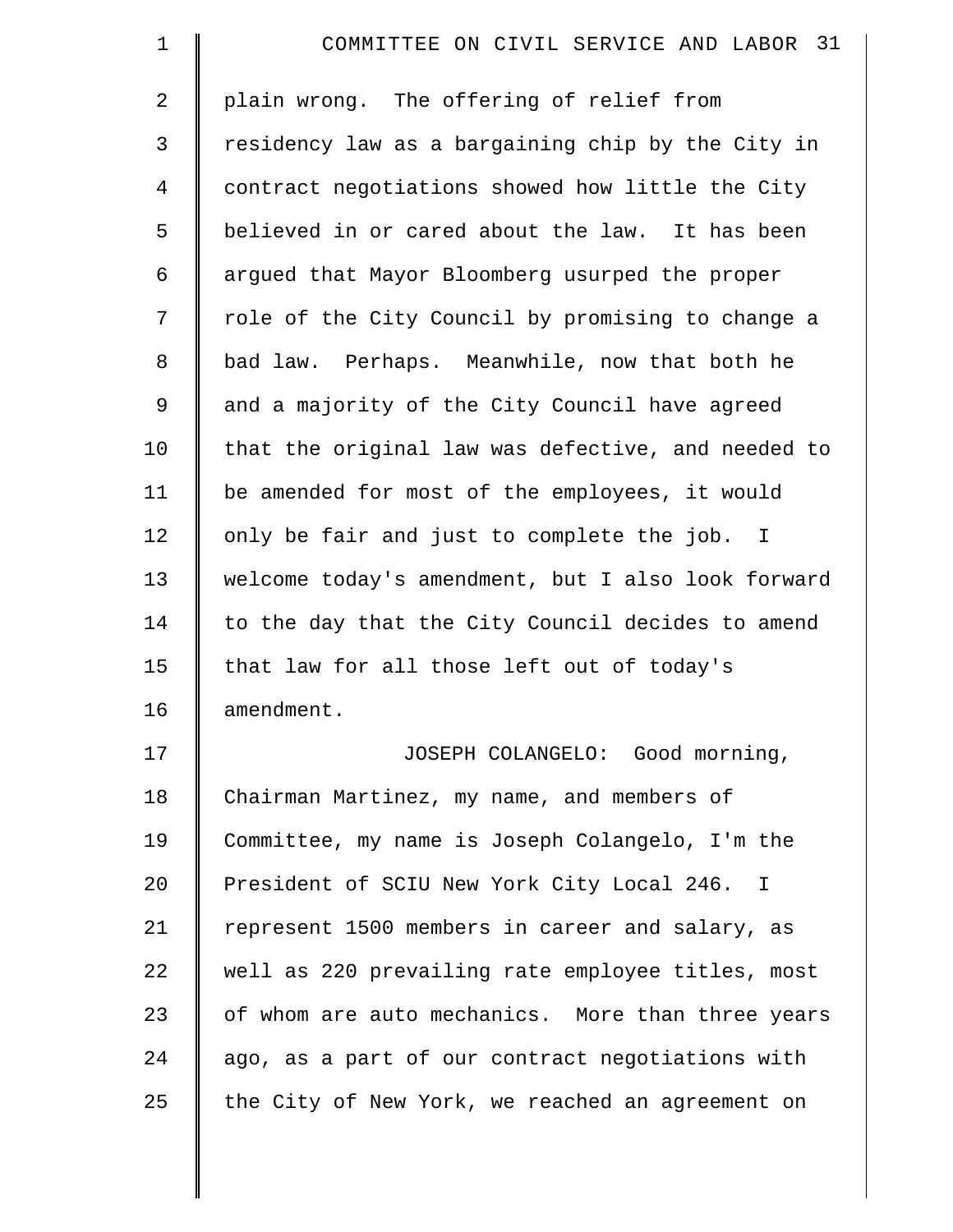plain wrong. The offering of relief from residency law as a bargaining chip by the City in contract negotiations showed how little the City believed in or cared about the law. It has been argued that Mayor Bloomberg usurped the proper role of the City Council by promising to change a bad law. Perhaps. Meanwhile, now that both he and a majority of the City Council have agreed that the original law was defective, and needed to be amended for most of the employees, it would only be fair and just to complete the job. I welcome today's amendment, but I also look forward to the day that the City Council decides to amend that law for all those left out of today's amendment.

JOSEPH COLANGELO: Good morning, Chairman Martinez, my name, and members of Committee, my name is Joseph Colangelo, I'm the President of SCIU New York City Local 246. I represent 1500 members in career and salary, as well as 220 prevailing rate employee titles, most of whom are auto mechanics. More than three years ago, as a part of our contract negotiations with the City of New York, we reached an agreement on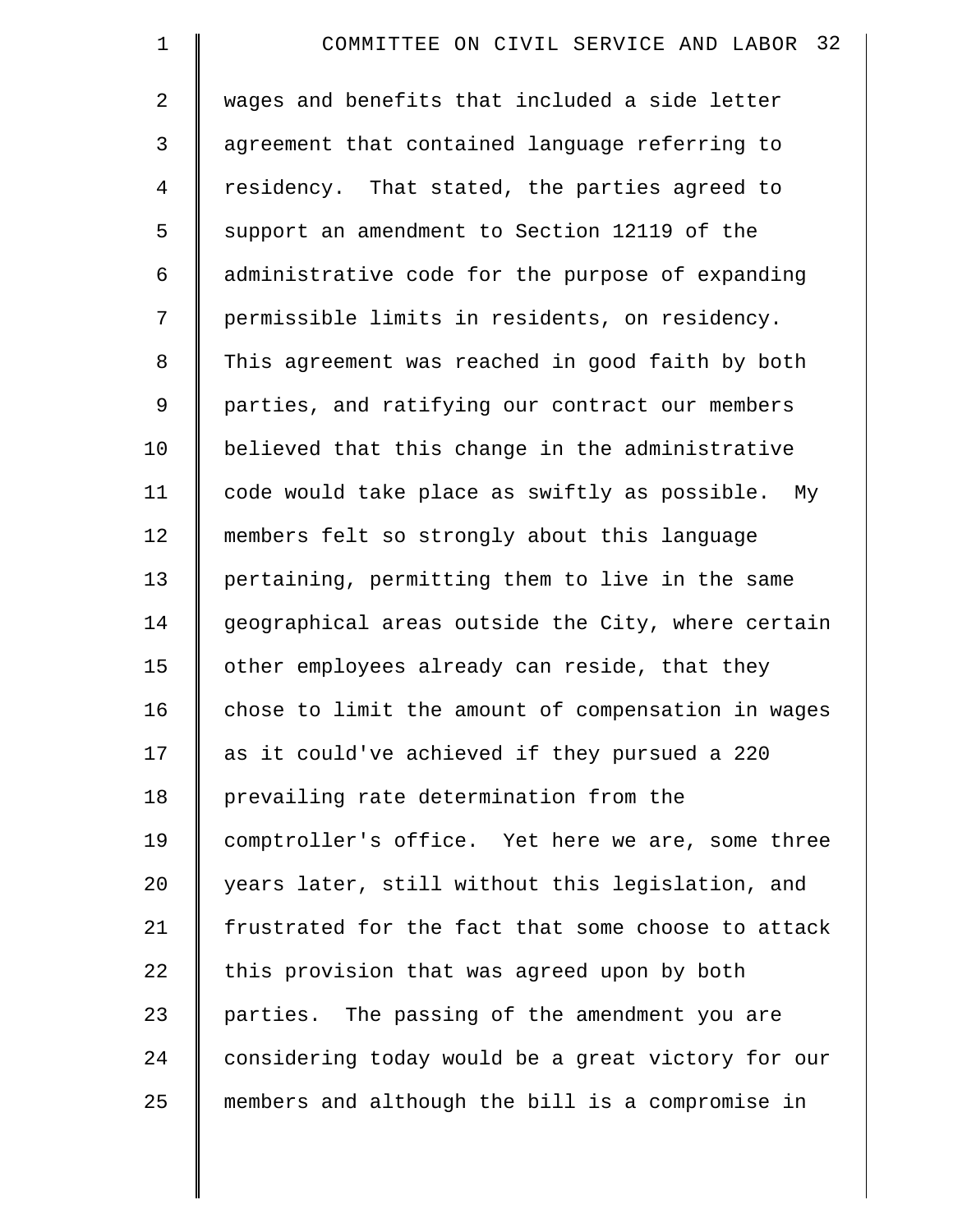wages and benefits that included a side letter agreement that contained language referring to residency. That stated, the parties agreed to support an amendment to Section 12119 of the administrative code for the purpose of expanding permissible limits in residents, on residency. This agreement was reached in good faith by both parties, and ratifying our contract our members believed that this change in the administrative code would take place as swiftly as possible. My members felt so strongly about this language pertaining, permitting them to live in the same geographical areas outside the City, where certain other employees already can reside, that they chose to limit the amount of compensation in wages as it could've achieved if they pursued a 220 prevailing rate determination from the comptroller's office. Yet here we are, some three years later, still without this legislation, and frustrated for the fact that some choose to attack this provision that was agreed upon by both parties. The passing of the amendment you are considering today would be a great victory for our members and although the bill is a compromise in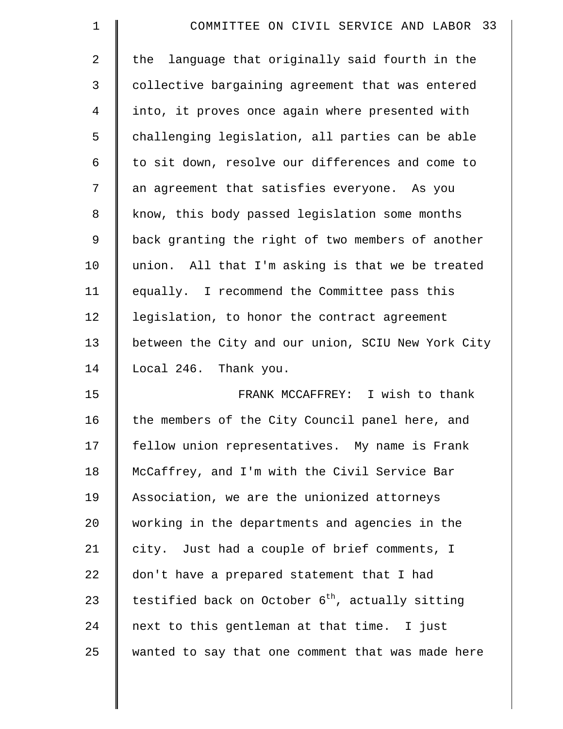the language that originally said fourth in the collective bargaining agreement that was entered into, it proves once again where presented with challenging legislation, all parties can be able to sit down, resolve our differences and come to an agreement that satisfies everyone. As you know, this body passed legislation some months back granting the right of two members of another union. All that I'm asking is that we be treated equally. I recommend the Committee pass this legislation, to honor the contract agreement between the City and our union, SCIU New York City Local 246. Thank you.

FRANK MCCAFFREY: I wish to thank the members of the City Council panel here, and fellow union representatives. My name is Frank McCaffrey, and I'm with the Civil Service Bar Association, we are the unionized attorneys working in the departments and agencies in the city. Just had a couple of brief comments, I don't have a prepared statement that I had testified back on October 6th, actually sitting next to this gentleman at that time. I just wanted to say that one comment that was made here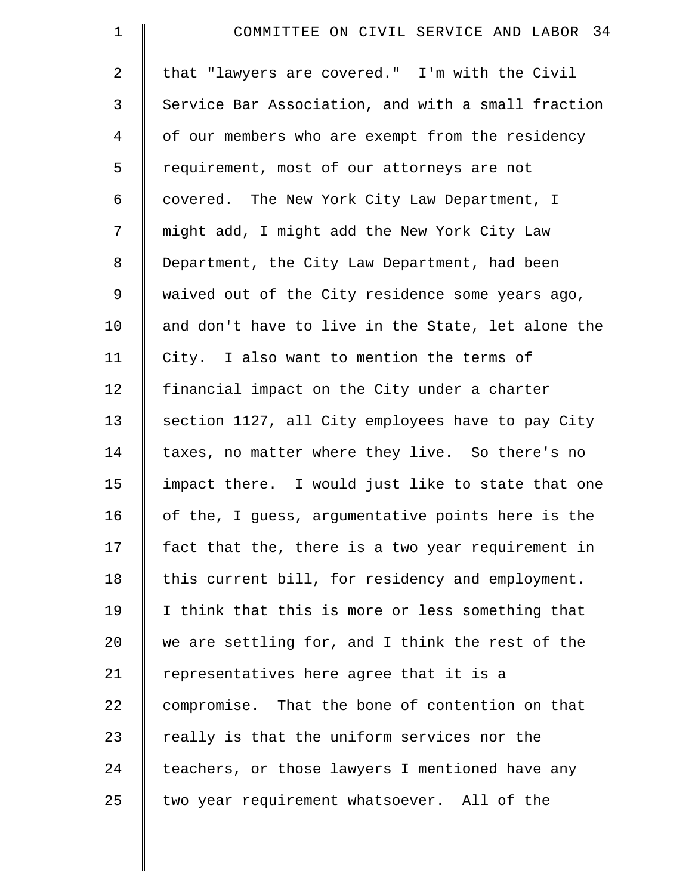that "lawyers are covered." I'm with the Civil Service Bar Association, and with a small fraction of our members who are exempt from the residency requirement, most of our attorneys are not covered. The New York City Law Department, I might add, I might add the New York City Law Department, the City Law Department, had been waived out of the City residence some years ago, and don't have to live in the State, let alone the City. I also want to mention the terms of financial impact on the City under a charter section 1127, all City employees have to pay City taxes, no matter where they live. So there's no impact there. I would just like to state that one of the, I guess, argumentative points here is the fact that the, there is a two year requirement in this current bill, for residency and employment. I think that this is more or less something that we are settling for, and I think the rest of the representatives here agree that it is a compromise. That the bone of contention on that really is that the uniform services nor the teachers, or those lawyers I mentioned have any two year requirement whatsoever. All of the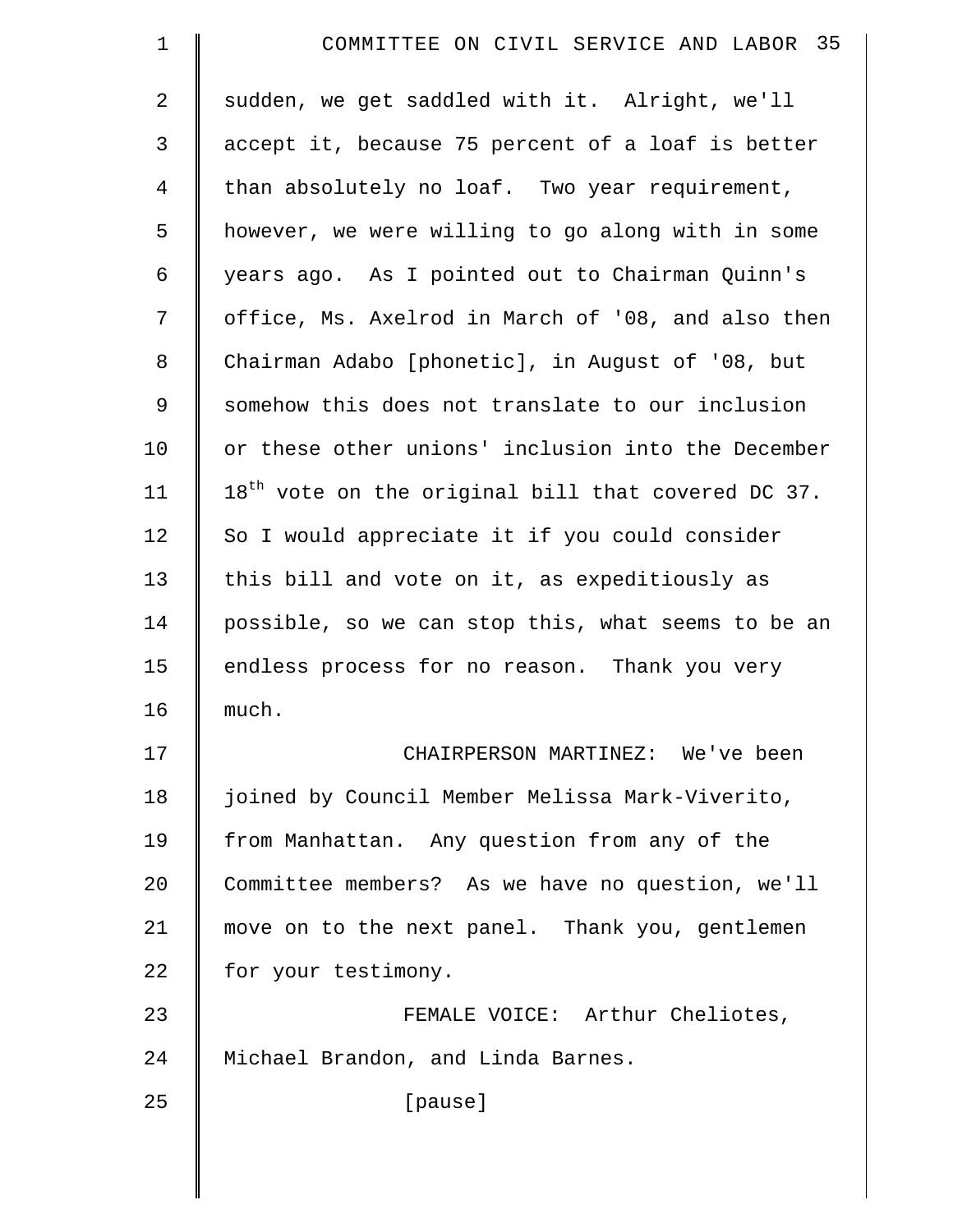sudden, we get saddled with it. Alright, we'll accept it, because 75 percent of a loaf is better than absolutely no loaf. Two year requirement, however, we were willing to go along with in some years ago. As I pointed out to Chairman Quinn's office, Ms. Axelrod in March of '08, and also then Chairman Adabo [phonetic], in August of '08, but somehow this does not translate to our inclusion or these other unions' inclusion into the December 18th vote on the original bill that covered DC 37. So I would appreciate it if you could consider this bill and vote on it, as expeditiously as possible, so we can stop this, what seems to be an endless process for no reason. Thank you very much.

CHAIRPERSON MARTINEZ: We've been joined by Council Member Melissa Mark-Viverito, from Manhattan. Any question from any of the Committee members? As we have no question, we'll move on to the next panel. Thank you, gentlemen for your testimony.

FEMALE VOICE: Arthur Cheliotes, Michael Brandon, and Linda Barnes.

[pause]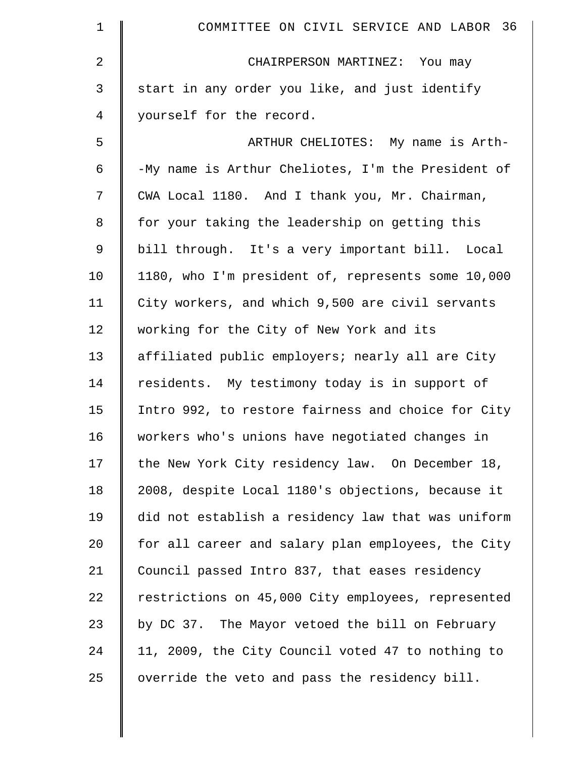CHAIRPERSON MARTINEZ: You may start in any order you like, and just identify yourself for the record.

ARTHUR CHELIOTES: My name is Arth- -My name is Arthur Cheliotes, I'm the President of CWA Local 1180. And I thank you, Mr. Chairman, for your taking the leadership on getting this bill through. It's a very important bill. Local 1180, who I'm president of, represents some 10,000 City workers, and which 9,500 are civil servants working for the City of New York and its affiliated public employers; nearly all are City residents. My testimony today is in support of Intro 992, to restore fairness and choice for City workers who's unions have negotiated changes in the New York City residency law. On December 18, 2008, despite Local 1180's objections, because it did not establish a residency law that was uniform for all career and salary plan employees, the City Council passed Intro 837, that eases residency restrictions on 45,000 City employees, represented by DC 37. The Mayor vetoed the bill on February 11, 2009, the City Council voted 47 to nothing to override the veto and pass the residency bill.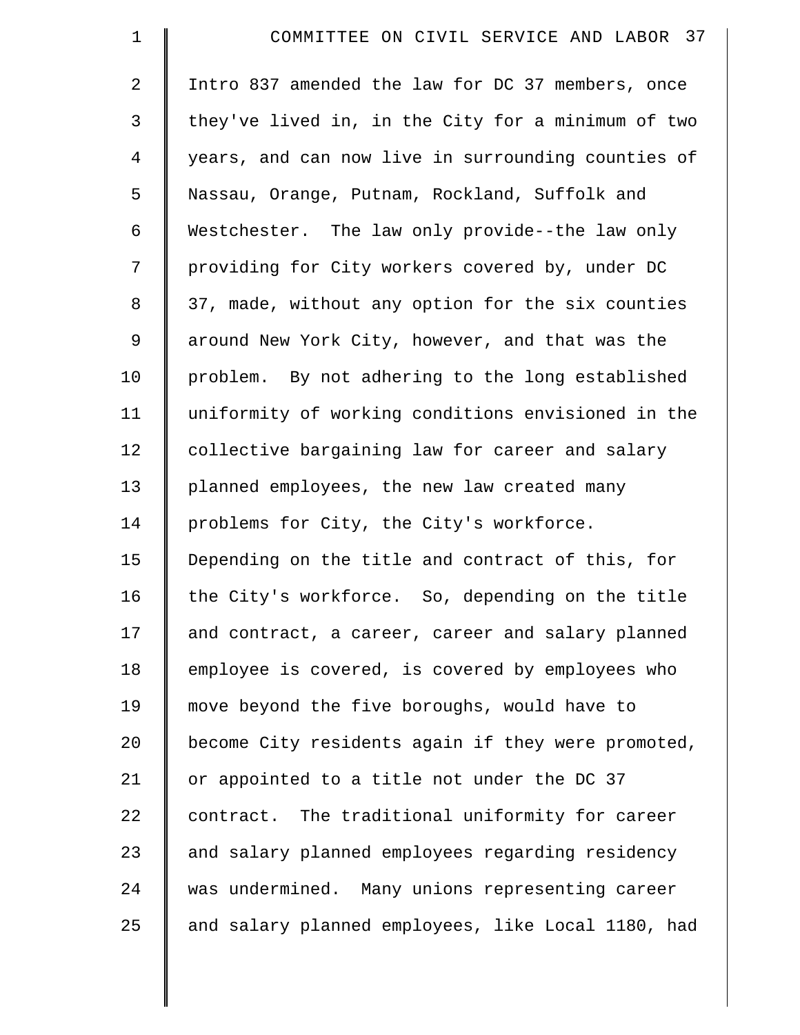Intro 837 amended the law for DC 37 members, once they've lived in, in the City for a minimum of two years, and can now live in surrounding counties of Nassau, Orange, Putnam, Rockland, Suffolk and Westchester. The law only provide--the law only providing for City workers covered by, under DC 37, made, without any option for the six counties around New York City, however, and that was the problem. By not adhering to the long established uniformity of working conditions envisioned in the collective bargaining law for career and salary planned employees, the new law created many problems for City, the City's workforce. Depending on the title and contract of this, for the City's workforce. So, depending on the title and contract, a career, career and salary planned employee is covered, is covered by employees who move beyond the five boroughs, would have to become City residents again if they were promoted, or appointed to a title not under the DC 37 contract. The traditional uniformity for career and salary planned employees regarding residency was undermined. Many unions representing career and salary planned employees, like Local 1180, had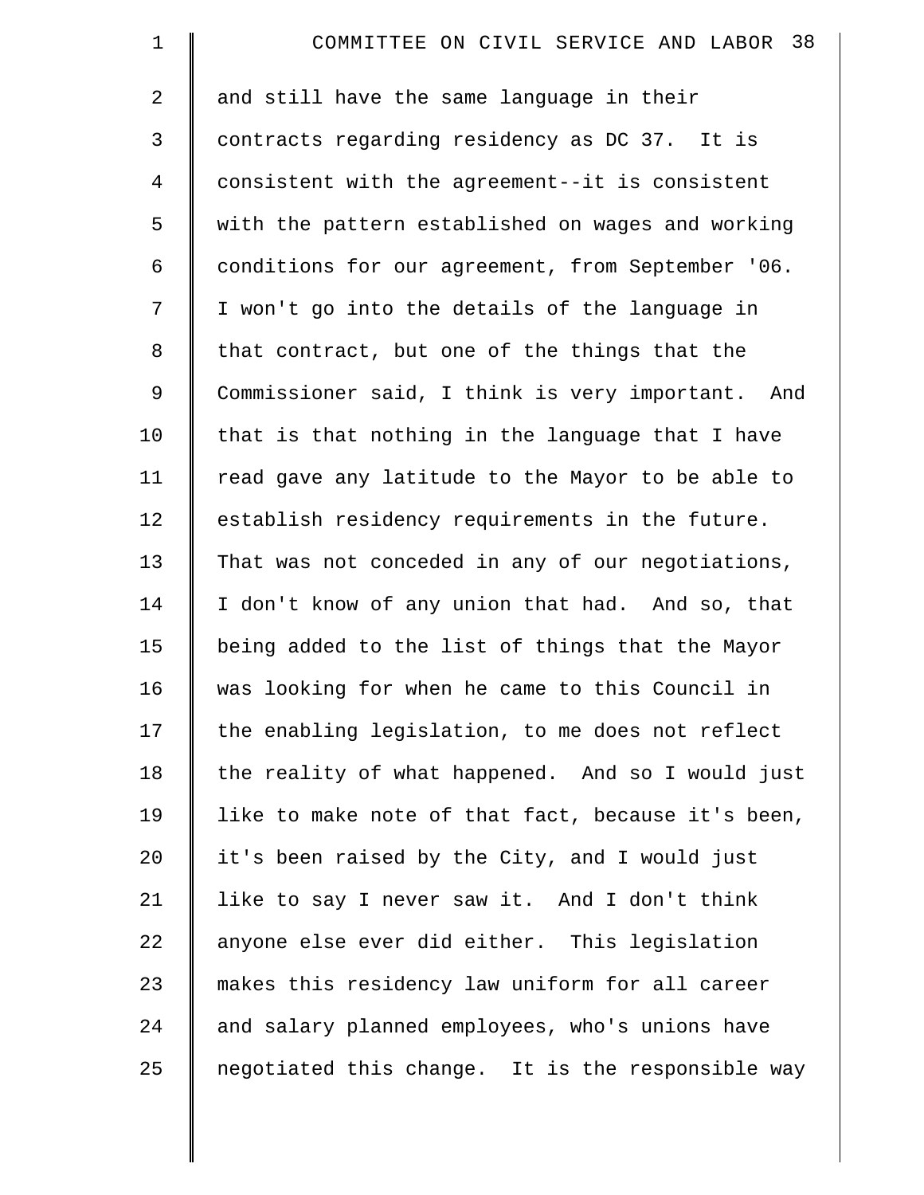and still have the same language in their contracts regarding residency as DC 37. It is consistent with the agreement--it is consistent with the pattern established on wages and working conditions for our agreement, from September '06. I won't go into the details of the language in that contract, but one of the things that the Commissioner said, I think is very important. And that is that nothing in the language that I have read gave any latitude to the Mayor to be able to establish residency requirements in the future. That was not conceded in any of our negotiations, I don't know of any union that had. And so, that being added to the list of things that the Mayor was looking for when he came to this Council in the enabling legislation, to me does not reflect the reality of what happened. And so I would just like to make note of that fact, because it's been, it's been raised by the City, and I would just like to say I never saw it. And I don't think anyone else ever did either. This legislation makes this residency law uniform for all career and salary planned employees, who's unions have negotiated this change. It is the responsible way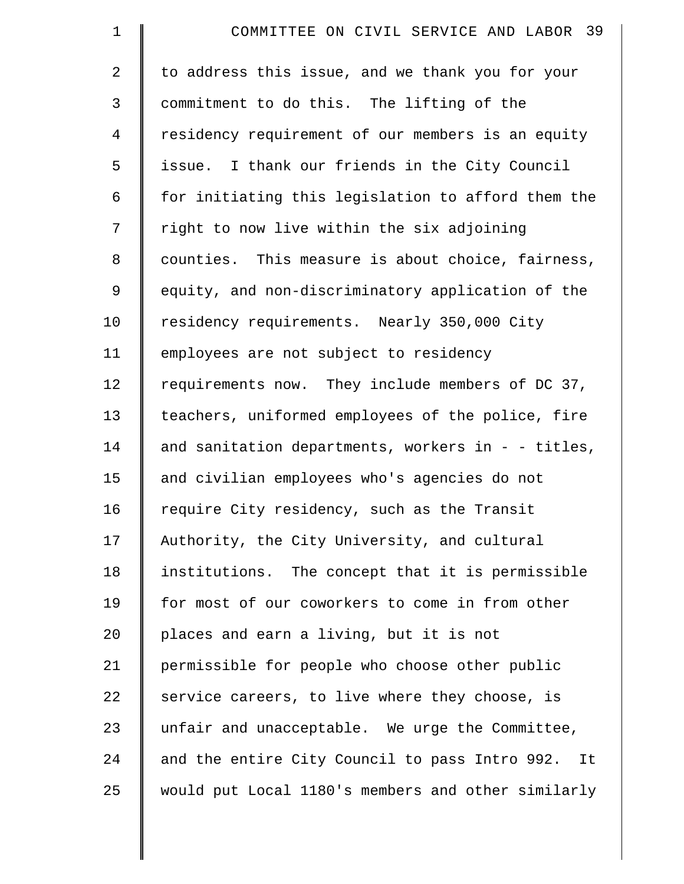to address this issue, and we thank you for your commitment to do this. The lifting of the residency requirement of our members is an equity issue. I thank our friends in the City Council for initiating this legislation to afford them the right to now live within the six adjoining counties. This measure is about choice, fairness, equity, and non-discriminatory application of the residency requirements. Nearly 350,000 City employees are not subject to residency requirements now. They include members of DC 37, teachers, uniformed employees of the police, fire and sanitation departments, workers in - - titles, and civilian employees who's agencies do not require City residency, such as the Transit Authority, the City University, and cultural institutions. The concept that it is permissible for most of our coworkers to come in from other places and earn a living, but it is not permissible for people who choose other public service careers, to live where they choose, is unfair and unacceptable. We urge the Committee, and the entire City Council to pass Intro 992. It would put Local 1180's members and other similarly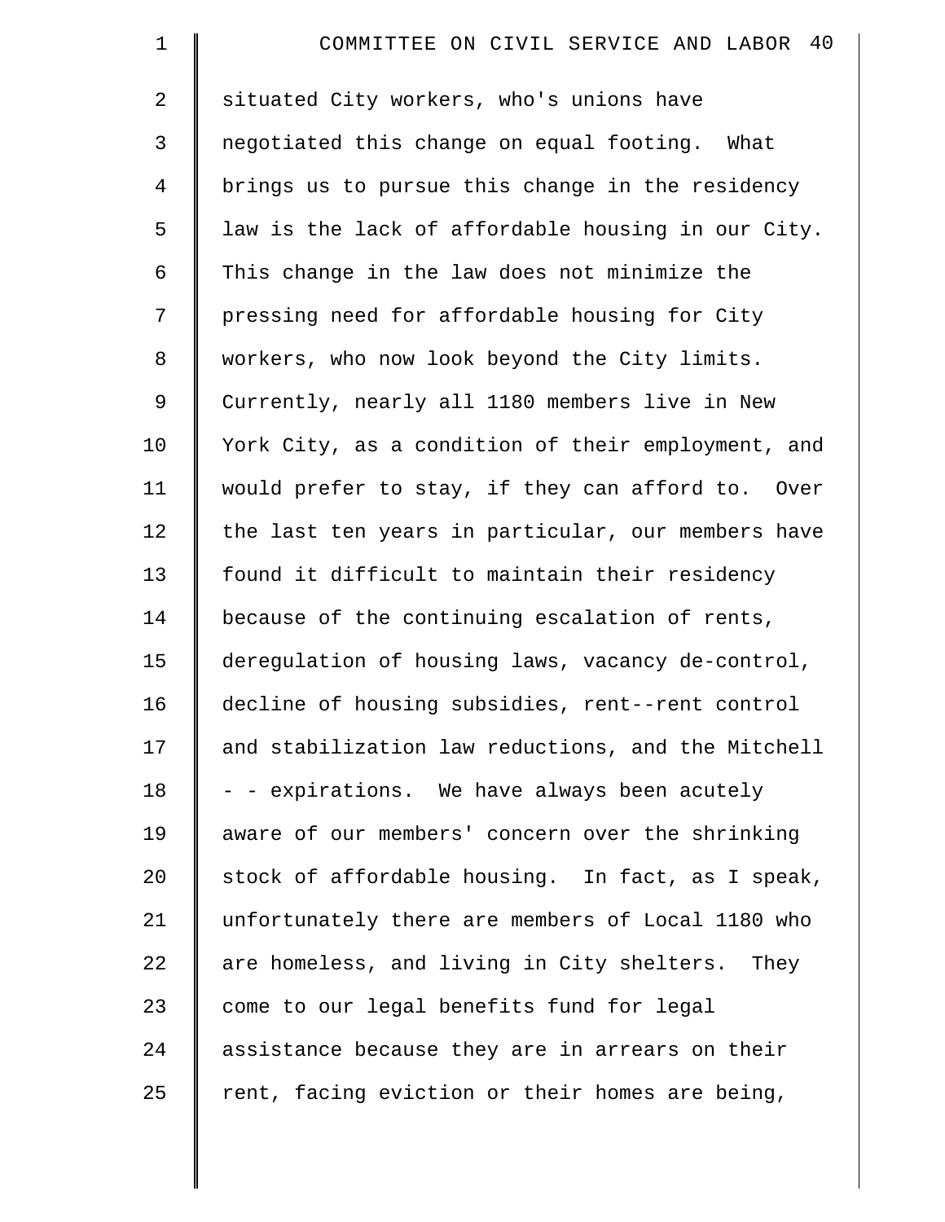situated City workers, who's unions have negotiated this change on equal footing. What brings us to pursue this change in the residency law is the lack of affordable housing in our City. This change in the law does not minimize the pressing need for affordable housing for City workers, who now look beyond the City limits. Currently, nearly all 1180 members live in New York City, as a condition of their employment, and would prefer to stay, if they can afford to. Over the last ten years in particular, our members have found it difficult to maintain their residency because of the continuing escalation of rents, deregulation of housing laws, vacancy de-control, decline of housing subsidies, rent--rent control and stabilization law reductions, and the Mitchell - - expirations. We have always been acutely aware of our members' concern over the shrinking stock of affordable housing. In fact, as I speak, unfortunately there are members of Local 1180 who are homeless, and living in City shelters. They come to our legal benefits fund for legal assistance because they are in arrears on their rent, facing eviction or their homes are being,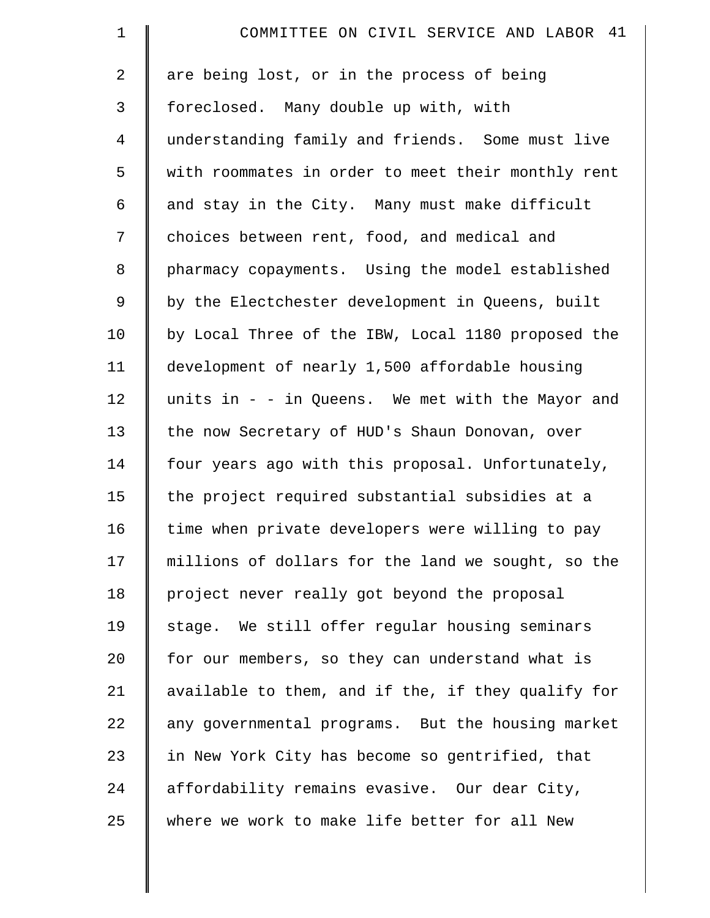are being lost, or in the process of being foreclosed. Many double up with, with understanding family and friends. Some must live with roommates in order to meet their monthly rent and stay in the City. Many must make difficult choices between rent, food, and medical and pharmacy copayments. Using the model established by the Electchester development in Queens, built by Local Three of the IBW, Local 1180 proposed the development of nearly 1,500 affordable housing units in - - in Queens. We met with the Mayor and the now Secretary of HUD's Shaun Donovan, over four years ago with this proposal. Unfortunately, the project required substantial subsidies at a time when private developers were willing to pay millions of dollars for the land we sought, so the project never really got beyond the proposal stage. We still offer regular housing seminars for our members, so they can understand what is available to them, and if the, if they qualify for any governmental programs. But the housing market in New York City has become so gentrified, that affordability remains evasive. Our dear City, where we work to make life better for all New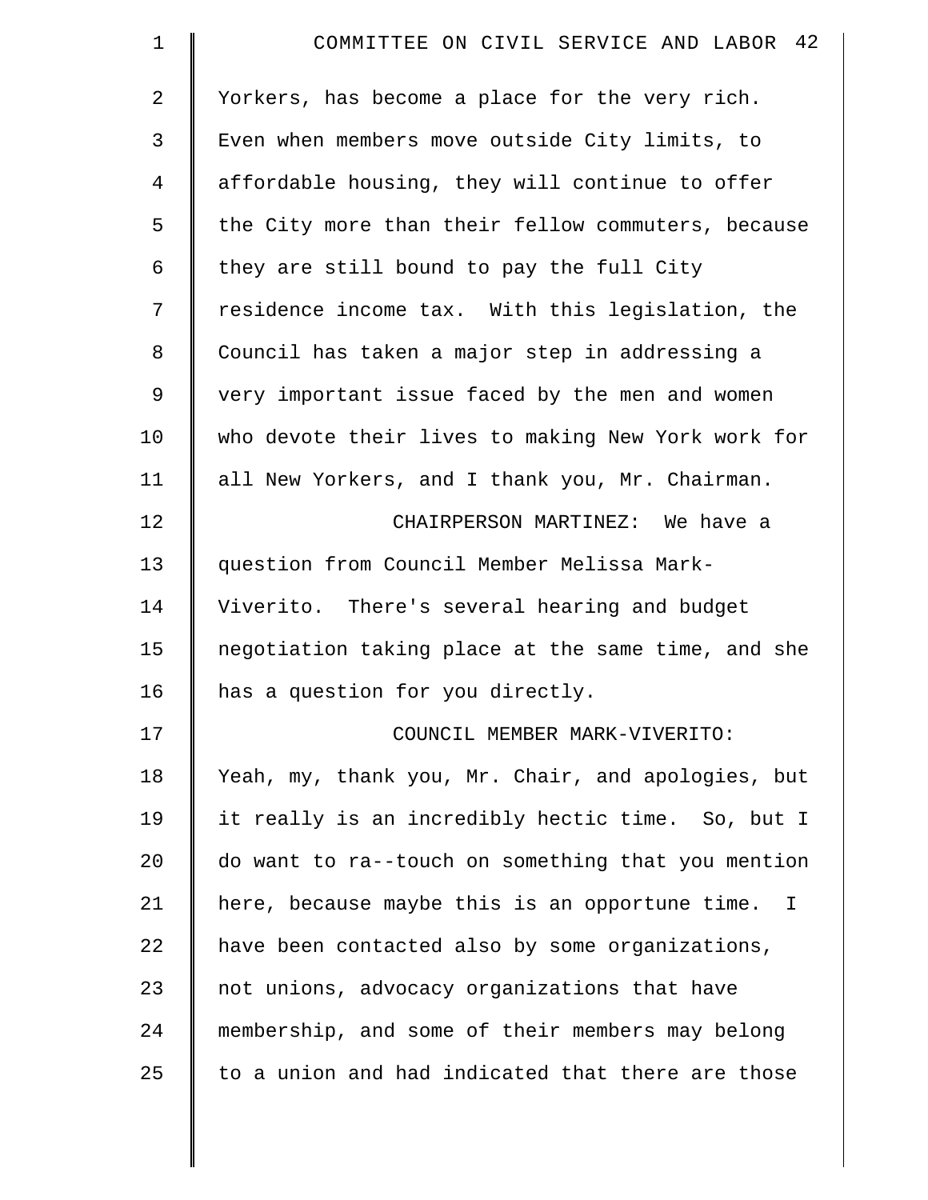Yorkers, has become a place for the very rich. Even when members move outside City limits, to affordable housing, they will continue to offer the City more than their fellow commuters, because they are still bound to pay the full City residence income tax. With this legislation, the Council has taken a major step in addressing a very important issue faced by the men and women who devote their lives to making New York work for all New Yorkers, and I thank you, Mr. Chairman.

CHAIRPERSON MARTINEZ: We have a question from Council Member Melissa Mark-Viverito. There's several hearing and budget negotiation taking place at the same time, and she has a question for you directly.

COUNCIL MEMBER MARK-VIVERITO: Yeah, my, thank you, Mr. Chair, and apologies, but it really is an incredibly hectic time. So, but I do want to ra--touch on something that you mention here, because maybe this is an opportune time. I have been contacted also by some organizations, not unions, advocacy organizations that have membership, and some of their members may belong to a union and had indicated that there are those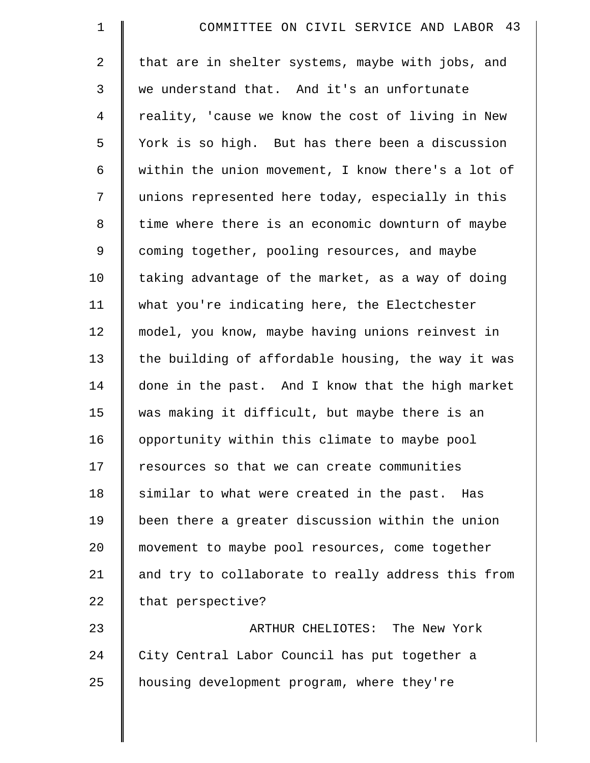that are in shelter systems, maybe with jobs, and we understand that. And it's an unfortunate reality, 'cause we know the cost of living in New York is so high. But has there been a discussion within the union movement, I know there's a lot of unions represented here today, especially in this time where there is an economic downturn of maybe coming together, pooling resources, and maybe taking advantage of the market, as a way of doing what you're indicating here, the Electchester model, you know, maybe having unions reinvest in the building of affordable housing, the way it was done in the past. And I know that the high market was making it difficult, but maybe there is an opportunity within this climate to maybe pool resources so that we can create communities similar to what were created in the past. Has been there a greater discussion within the union movement to maybe pool resources, come together and try to collaborate to really address this from that perspective?

ARTHUR CHELIOTES: The New York City Central Labor Council has put together a housing development program, where they're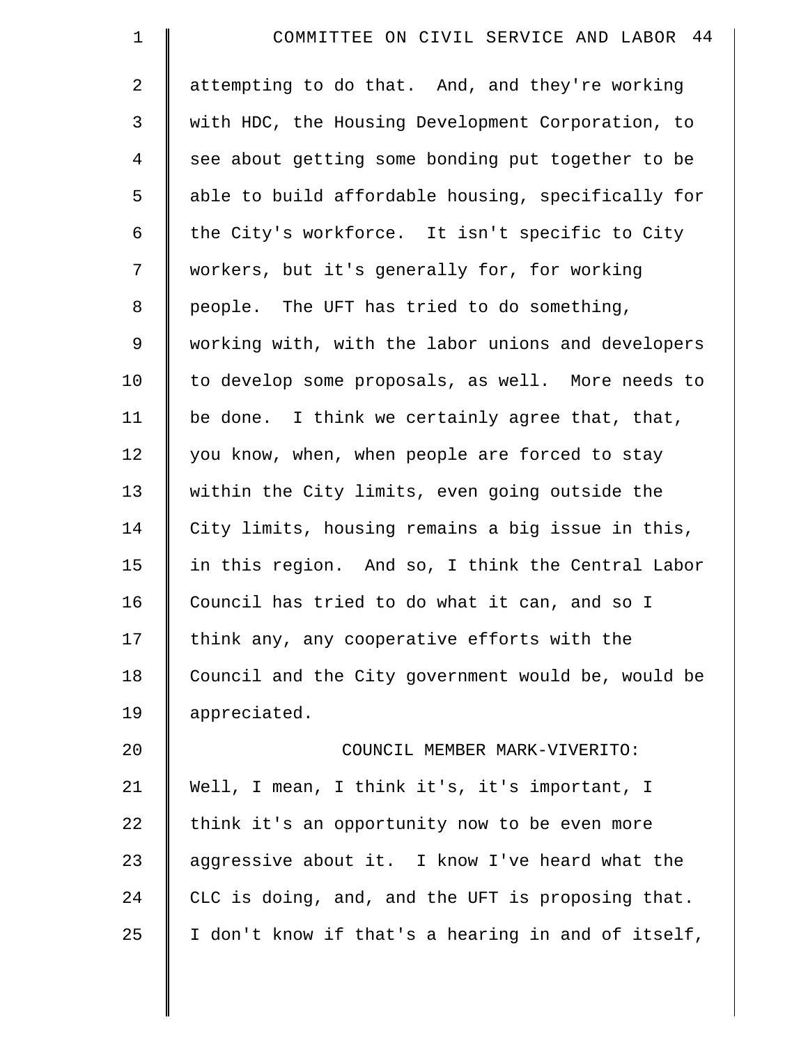attempting to do that. And, and they're working with HDC, the Housing Development Corporation, to see about getting some bonding put together to be able to build affordable housing, specifically for the City's workforce. It isn't specific to City workers, but it's generally for, for working people. The UFT has tried to do something, working with, with the labor unions and developers to develop some proposals, as well. More needs to be done. I think we certainly agree that, that, you know, when, when people are forced to stay within the City limits, even going outside the City limits, housing remains a big issue in this, in this region. And so, I think the Central Labor Council has tried to do what it can, and so I think any, any cooperative efforts with the Council and the City government would be, would be appreciated.

COUNCIL MEMBER MARK-VIVERITO: Well, I mean, I think it's, it's important, I think it's an opportunity now to be even more aggressive about it. I know I've heard what the CLC is doing, and, and the UFT is proposing that. I don't know if that's a hearing in and of itself,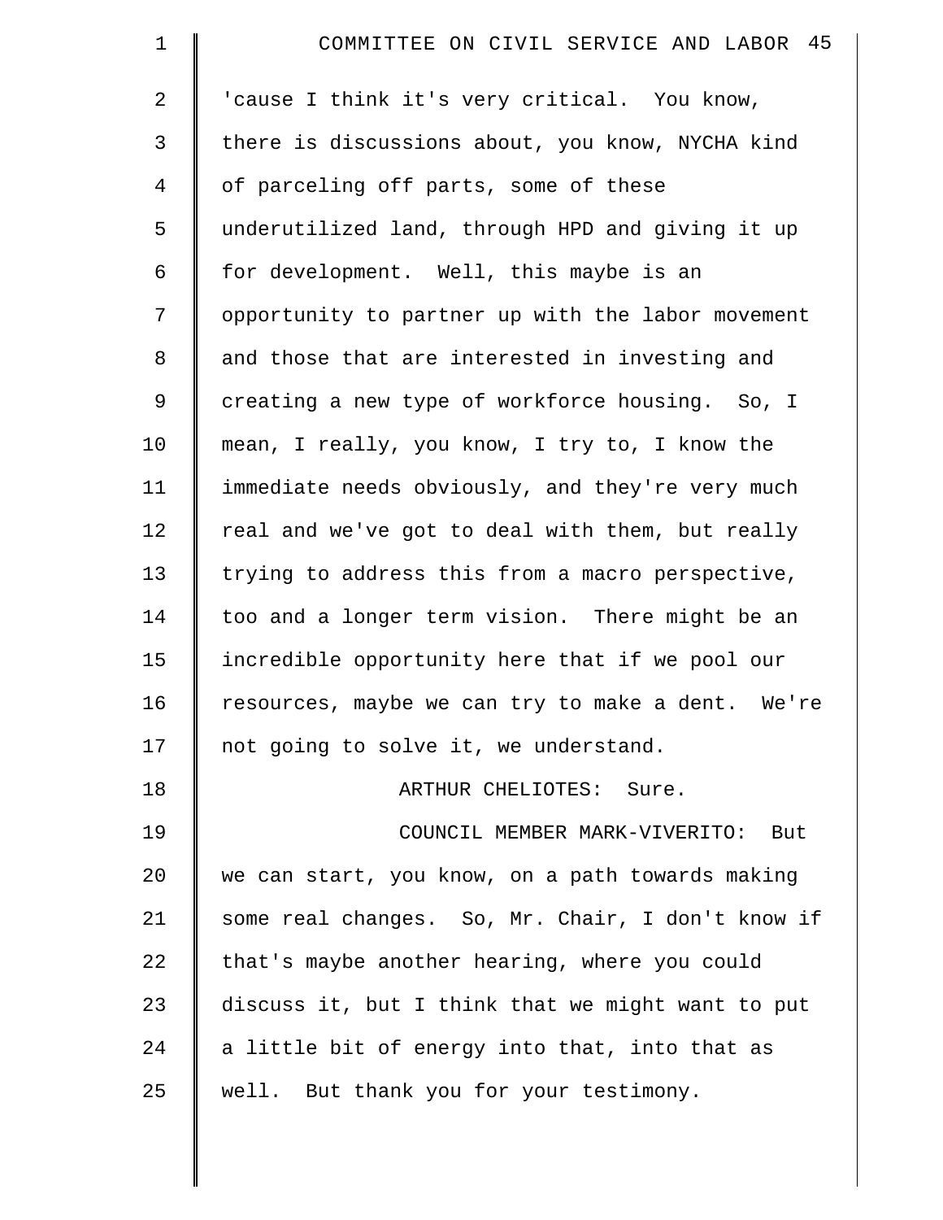'cause I think it's very critical. You know, there is discussions about, you know, NYCHA kind of parceling off parts, some of these underutilized land, through HPD and giving it up for development. Well, this maybe is an opportunity to partner up with the labor movement and those that are interested in investing and creating a new type of workforce housing. So, I mean, I really, you know, I try to, I know the immediate needs obviously, and they're very much real and we've got to deal with them, but really trying to address this from a macro perspective, too and a longer term vision. There might be an incredible opportunity here that if we pool our resources, maybe we can try to make a dent. We're not going to solve it, we understand.

ARTHUR CHELIOTES: Sure.

COUNCIL MEMBER MARK-VIVERITO: But we can start, you know, on a path towards making some real changes. So, Mr. Chair, I don't know if that's maybe another hearing, where you could discuss it, but I think that we might want to put a little bit of energy into that, into that as well. But thank you for your testimony.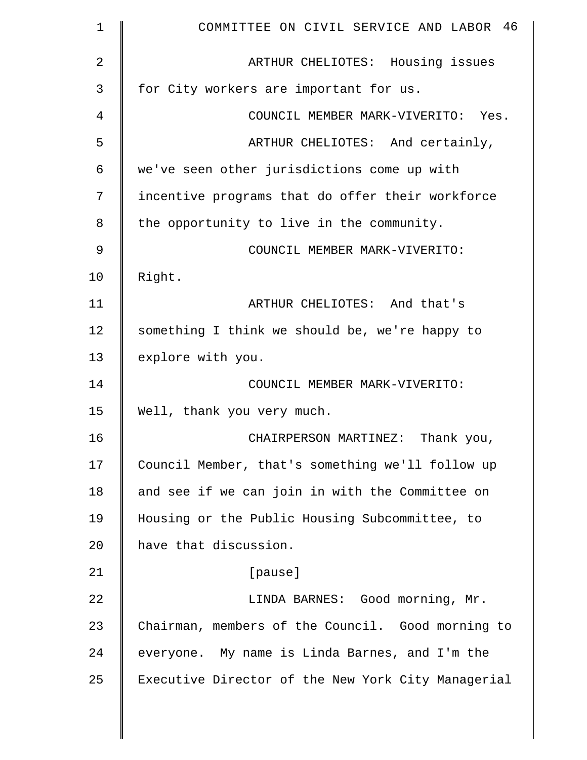ARTHUR CHELIOTES: Housing issues for City workers are important for us.

COUNCIL MEMBER MARK-VIVERITO: Yes.

ARTHUR CHELIOTES: And certainly, we've seen other jurisdictions come up with incentive programs that do offer their workforce the opportunity to live in the community.

COUNCIL MEMBER MARK-VIVERITO: Right.

ARTHUR CHELIOTES: And that's something I think we should be, we're happy to explore with you.

COUNCIL MEMBER MARK-VIVERITO: Well, thank you very much.

CHAIRPERSON MARTINEZ: Thank you, Council Member, that's something we'll follow up and see if we can join in with the Committee on Housing or the Public Housing Subcommittee, to have that discussion.

[pause]

LINDA BARNES: Good morning, Mr. Chairman, members of the Council. Good morning to everyone. My name is Linda Barnes, and I'm the Executive Director of the New York City Managerial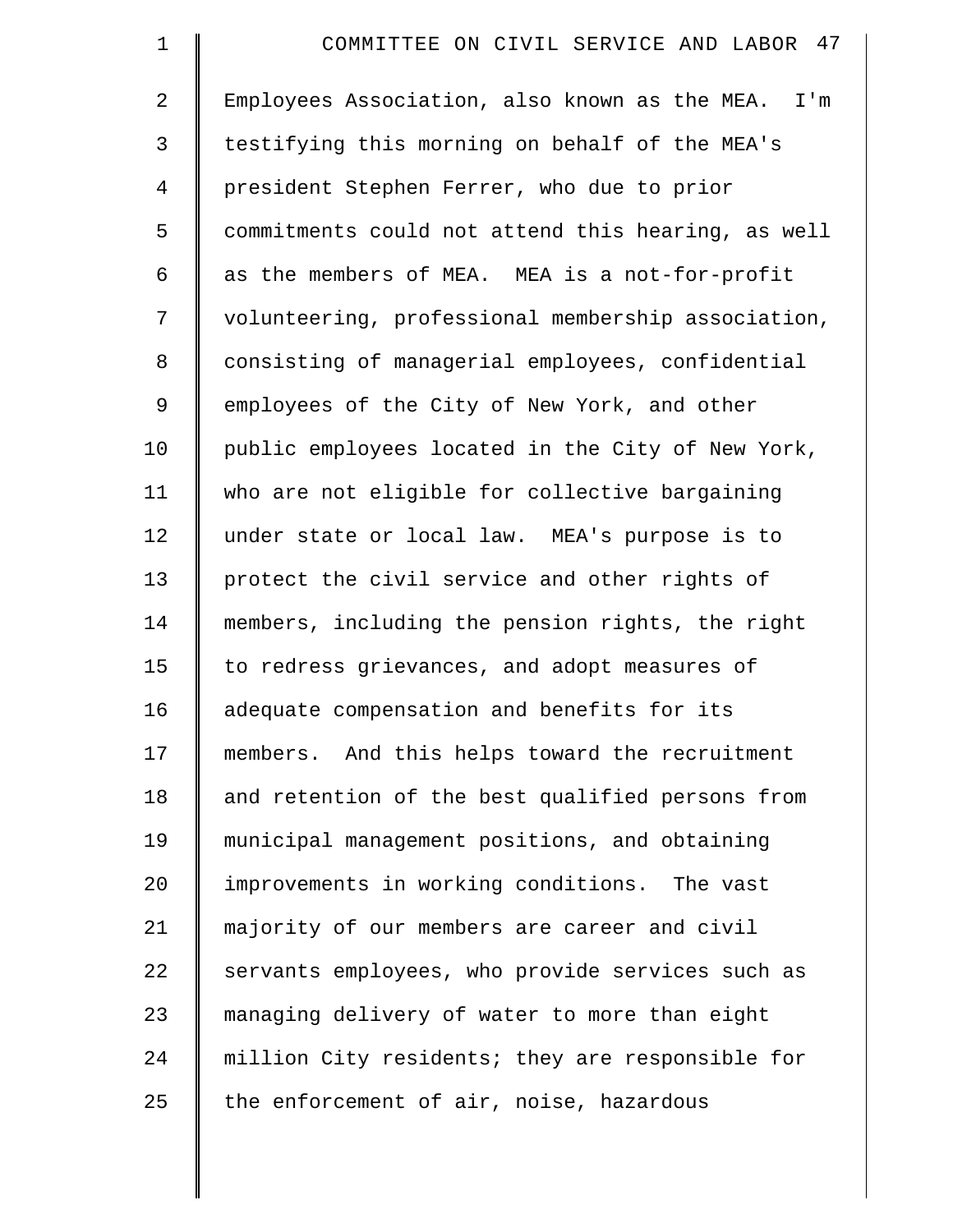Employees Association, also known as the MEA. I'm testifying this morning on behalf of the MEA's president Stephen Ferrer, who due to prior commitments could not attend this hearing, as well as the members of MEA. MEA is a not-for-profit volunteering, professional membership association, consisting of managerial employees, confidential employees of the City of New York, and other public employees located in the City of New York, who are not eligible for collective bargaining under state or local law. MEA's purpose is to protect the civil service and other rights of members, including the pension rights, the right to redress grievances, and adopt measures of adequate compensation and benefits for its members. And this helps toward the recruitment and retention of the best qualified persons from municipal management positions, and obtaining improvements in working conditions. The vast majority of our members are career and civil servants employees, who provide services such as managing delivery of water to more than eight million City residents; they are responsible for the enforcement of air, noise, hazardous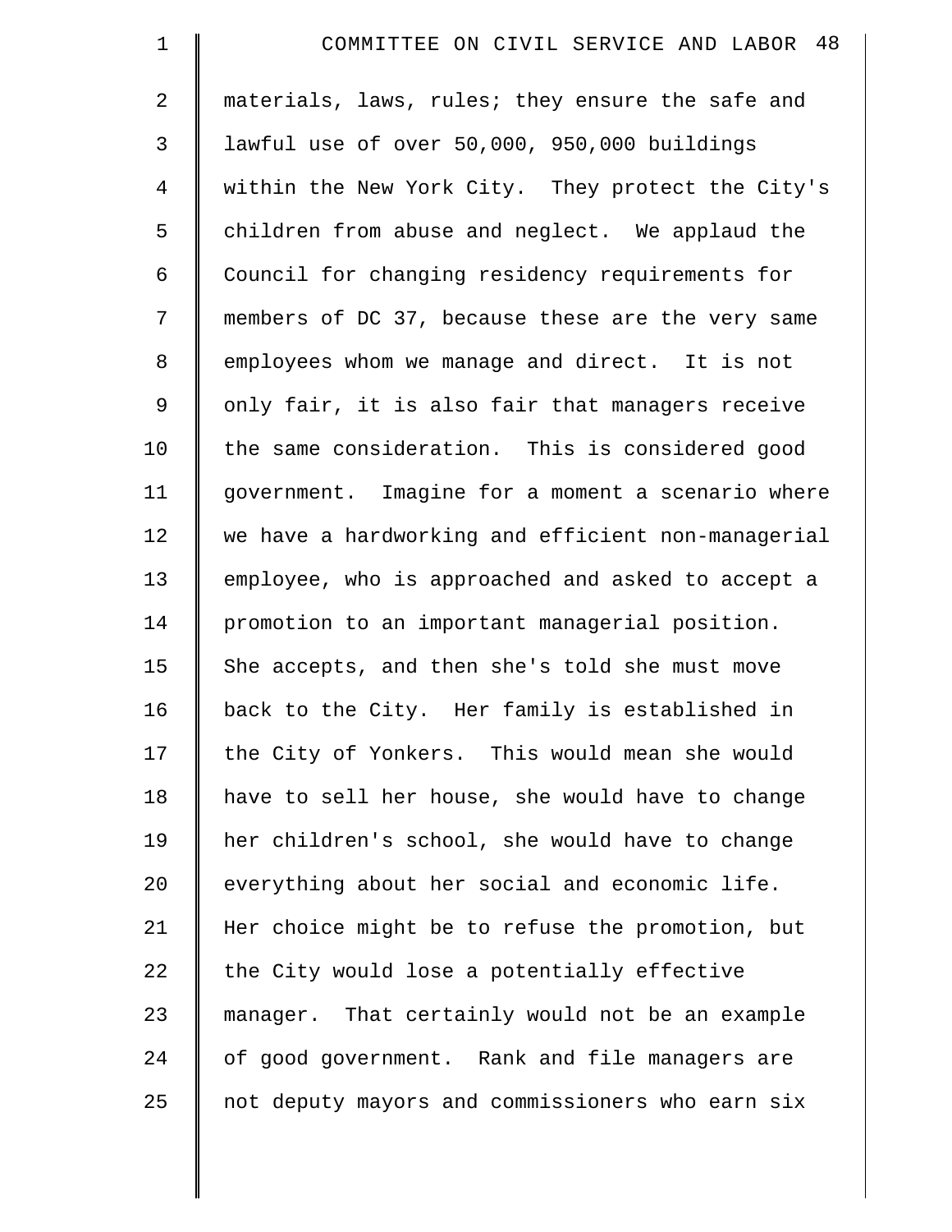materials, laws, rules; they ensure the safe and lawful use of over 50,000, 950,000 buildings within the New York City. They protect the City's children from abuse and neglect. We applaud the Council for changing residency requirements for members of DC 37, because these are the very same employees whom we manage and direct. It is not only fair, it is also fair that managers receive the same consideration. This is considered good government. Imagine for a moment a scenario where we have a hardworking and efficient non-managerial employee, who is approached and asked to accept a promotion to an important managerial position. She accepts, and then she's told she must move back to the City. Her family is established in the City of Yonkers. This would mean she would have to sell her house, she would have to change her children's school, she would have to change everything about her social and economic life. Her choice might be to refuse the promotion, but the City would lose a potentially effective manager. That certainly would not be an example of good government. Rank and file managers are not deputy mayors and commissioners who earn six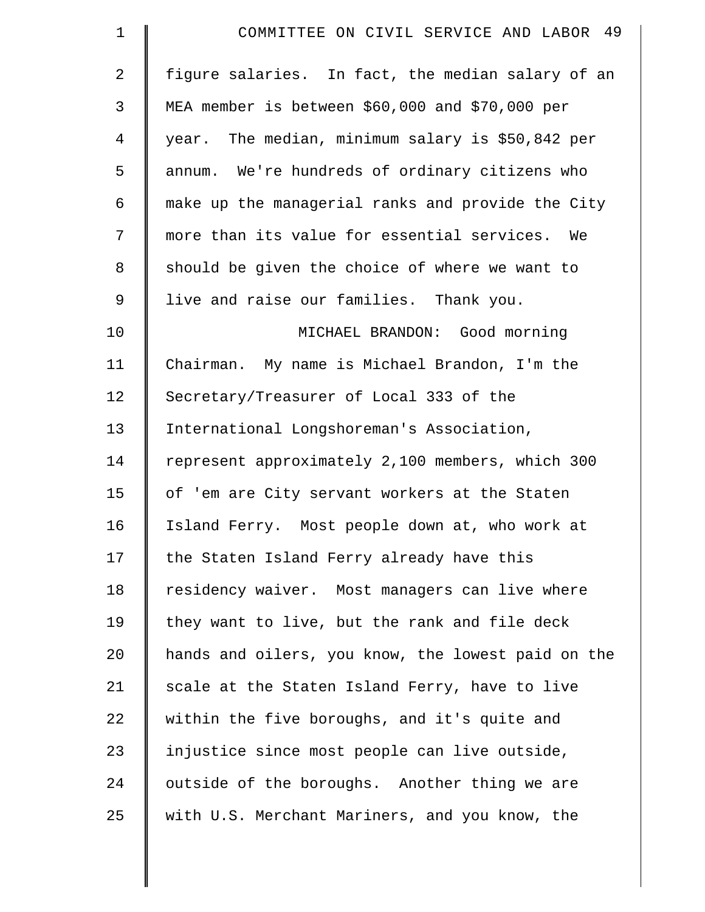figure salaries. In fact, the median salary of an MEA member is between $60,000 and $70,000 per year. The median, minimum salary is $50,842 per annum. We're hundreds of ordinary citizens who make up the managerial ranks and provide the City more than its value for essential services. We should be given the choice of where we want to live and raise our families. Thank you.

MICHAEL BRANDON: Good morning Chairman. My name is Michael Brandon, I'm the Secretary/Treasurer of Local 333 of the International Longshoreman's Association, represent approximately 2,100 members, which 300 of 'em are City servant workers at the Staten Island Ferry. Most people down at, who work at the Staten Island Ferry already have this residency waiver. Most managers can live where they want to live, but the rank and file deck hands and oilers, you know, the lowest paid on the scale at the Staten Island Ferry, have to live within the five boroughs, and it's quite and injustice since most people can live outside, outside of the boroughs. Another thing we are with U.S. Merchant Mariners, and you know, the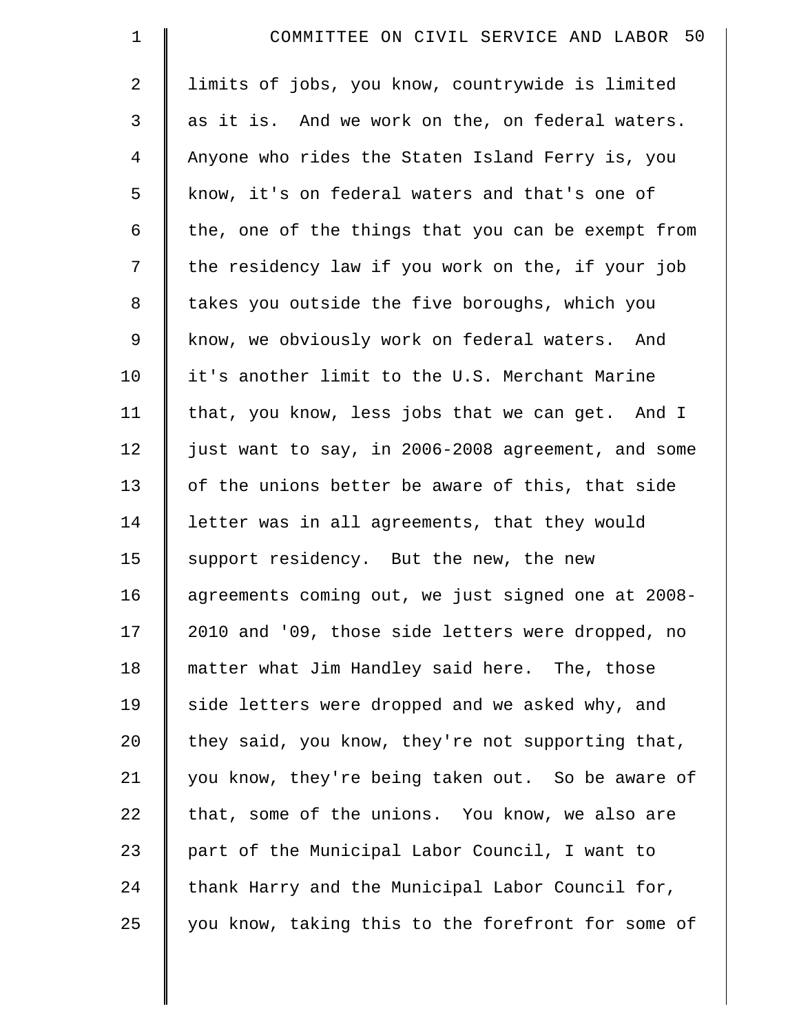limits of jobs, you know, countrywide is limited as it is. And we work on the, on federal waters. Anyone who rides the Staten Island Ferry is, you know, it's on federal waters and that's one of the, one of the things that you can be exempt from the residency law if you work on the, if your job takes you outside the five boroughs, which you know, we obviously work on federal waters. And it's another limit to the U.S. Merchant Marine that, you know, less jobs that we can get. And I just want to say, in 2006-2008 agreement, and some of the unions better be aware of this, that side letter was in all agreements, that they would support residency. But the new, the new agreements coming out, we just signed one at 2008-2010 and '09, those side letters were dropped, no matter what Jim Handley said here. The, those side letters were dropped and we asked why, and they said, you know, they're not supporting that, you know, they're being taken out. So be aware of that, some of the unions. You know, we also are part of the Municipal Labor Council, I want to thank Harry and the Municipal Labor Council for, you know, taking this to the forefront for some of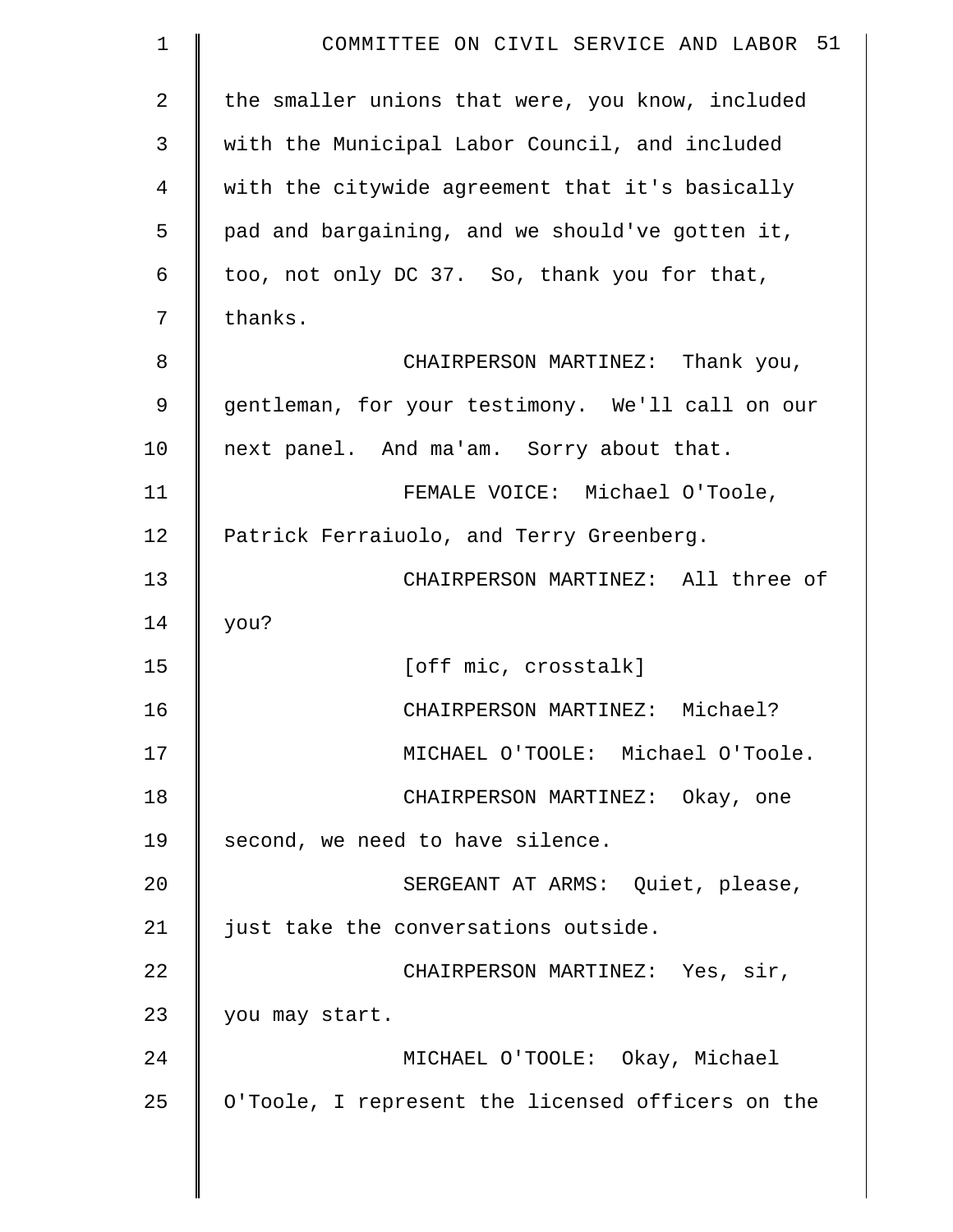the smaller unions that were, you know, included with the Municipal Labor Council, and included with the citywide agreement that it's basically pad and bargaining, and we should've gotten it, too, not only DC 37. So, thank you for that, thanks.

CHAIRPERSON MARTINEZ: Thank you, gentleman, for your testimony. We'll call on our next panel. And ma'am. Sorry about that.

FEMALE VOICE: Michael O'Toole, Patrick Ferraiuolo, and Terry Greenberg.

CHAIRPERSON MARTINEZ: All three of you?

[off mic, crosstalk]

CHAIRPERSON MARTINEZ: Michael?

MICHAEL O'TOOLE: Michael O'Toole.

CHAIRPERSON MARTINEZ: Okay, one second, we need to have silence.

SERGEANT AT ARMS: Quiet, please, just take the conversations outside.

CHAIRPERSON MARTINEZ: Yes, sir, you may start.

MICHAEL O'TOOLE: Okay, Michael O'Toole, I represent the licensed officers on the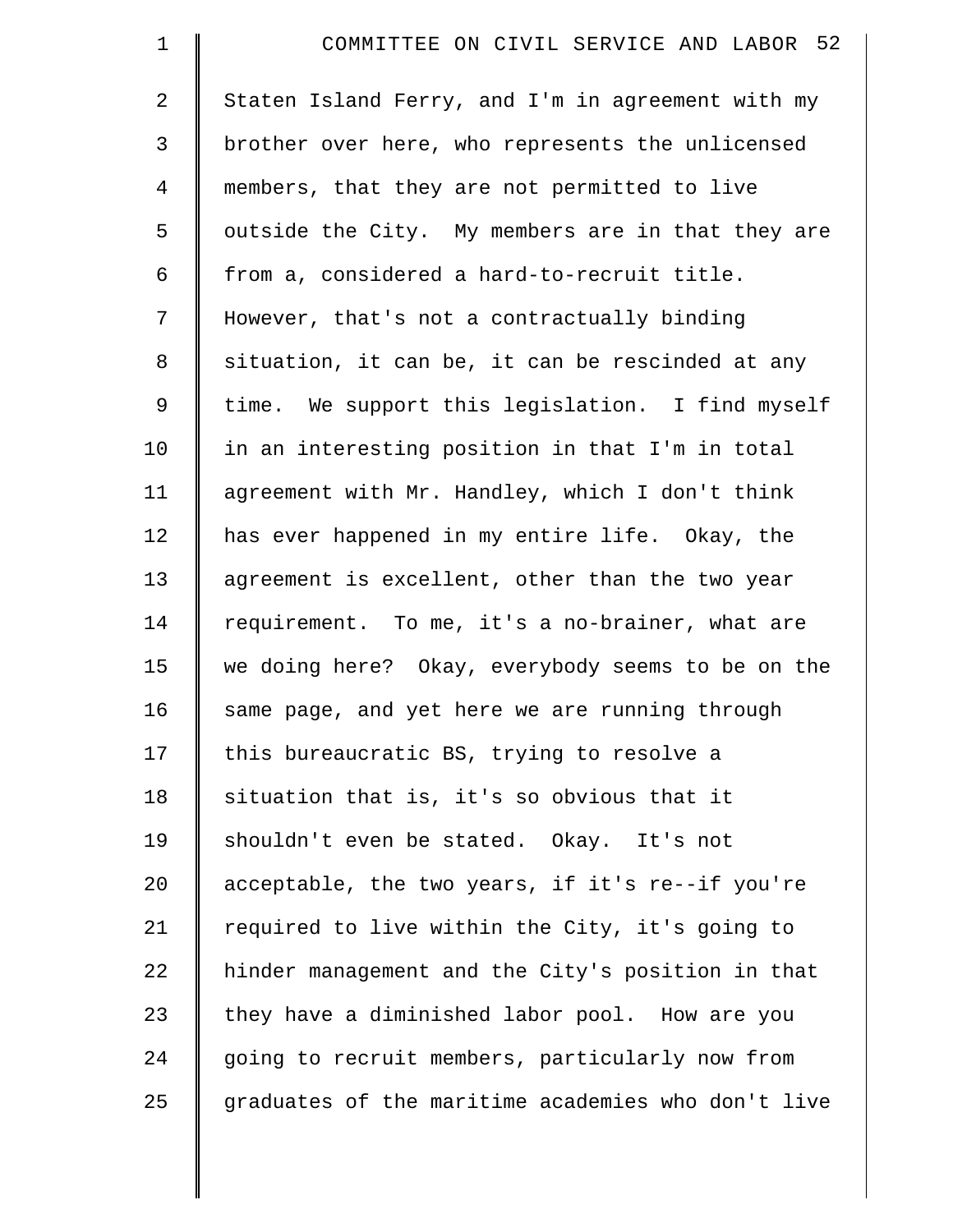Staten Island Ferry, and I'm in agreement with my brother over here, who represents the unlicensed members, that they are not permitted to live outside the City. My members are in that they are from a, considered a hard-to-recruit title. However, that's not a contractually binding situation, it can be, it can be rescinded at any time. We support this legislation. I find myself in an interesting position in that I'm in total agreement with Mr. Handley, which I don't think has ever happened in my entire life. Okay, the agreement is excellent, other than the two year requirement. To me, it's a no-brainer, what are we doing here? Okay, everybody seems to be on the same page, and yet here we are running through this bureaucratic BS, trying to resolve a situation that is, it's so obvious that it shouldn't even be stated. Okay. It's not acceptable, the two years, if it's re--if you're required to live within the City, it's going to hinder management and the City's position in that they have a diminished labor pool. How are you going to recruit members, particularly now from graduates of the maritime academies who don't live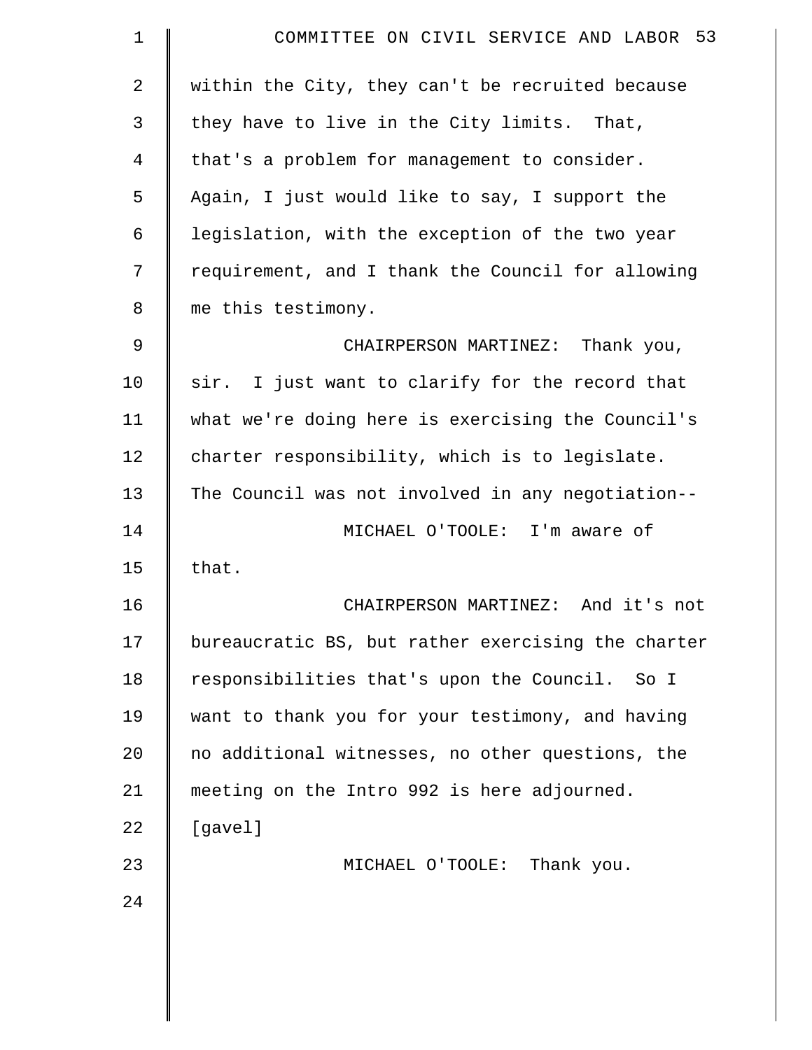within the City, they can't be recruited because they have to live in the City limits. That, that's a problem for management to consider. Again, I just would like to say, I support the legislation, with the exception of the two year requirement, and I thank the Council for allowing me this testimony.

CHAIRPERSON MARTINEZ: Thank you, sir. I just want to clarify for the record that what we're doing here is exercising the Council's charter responsibility, which is to legislate. The Council was not involved in any negotiation--

MICHAEL O'TOOLE: I'm aware of that.

CHAIRPERSON MARTINEZ: And it's not bureaucratic BS, but rather exercising the charter responsibilities that's upon the Council. So I want to thank you for your testimony, and having no additional witnesses, no other questions, the meeting on the Intro 992 is here adjourned.

[gavel]

MICHAEL O'TOOLE: Thank you.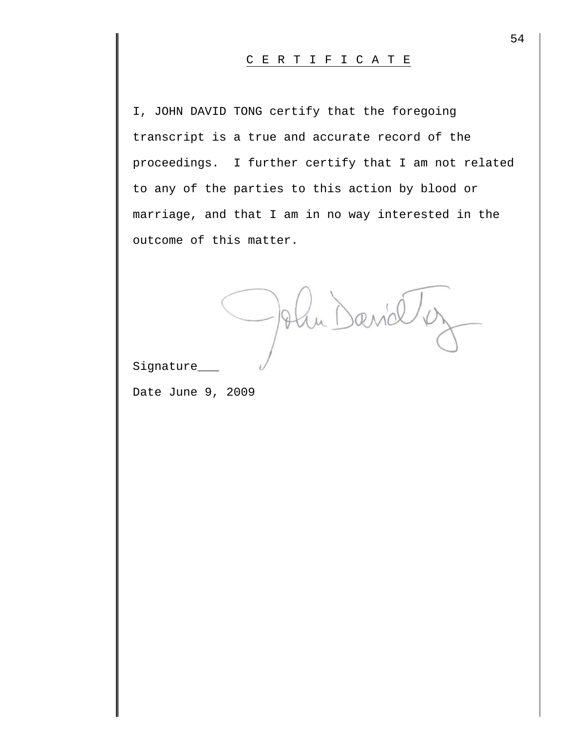# C E R T I F I C A T E

I, JOHN DAVID TONG certify that the foregoing transcript is a true and accurate record of the proceedings. I further certify that I am not related to any of the parties to this action by blood or marriage, and that I am in no way interested in the outcome of this matter.

Signature___

Date June 9, 2009